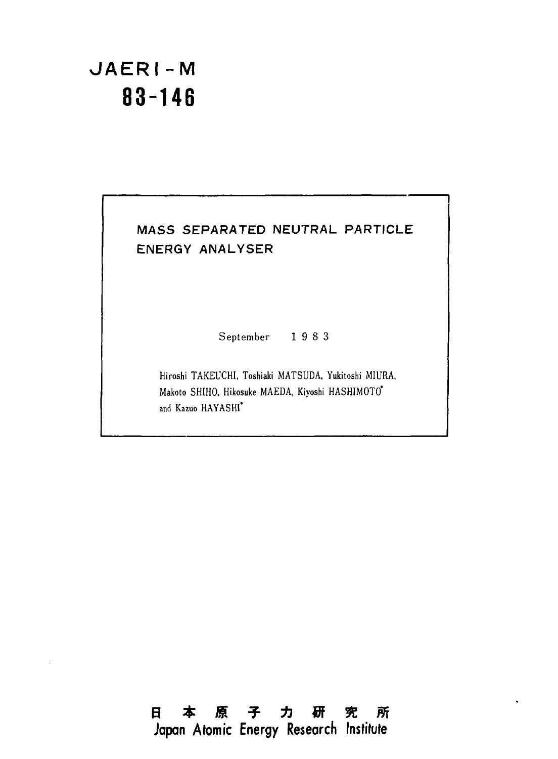# JAERI-M
# 83-146

## MASS SEPARATED NEUTRAL PARTICLE ENERGY ANALYSER

September 1983

Hiroshi TAKEUCHI, Toshiaki MATSUDA, Yukitoshi MIURA, Makoto SHIHO, Hikosuke MAEDA, Kiyoshi HASHIMOTO* and Kazuo HAYASHI*

日本原子力研究所
Japan Atomic Energy Research Institute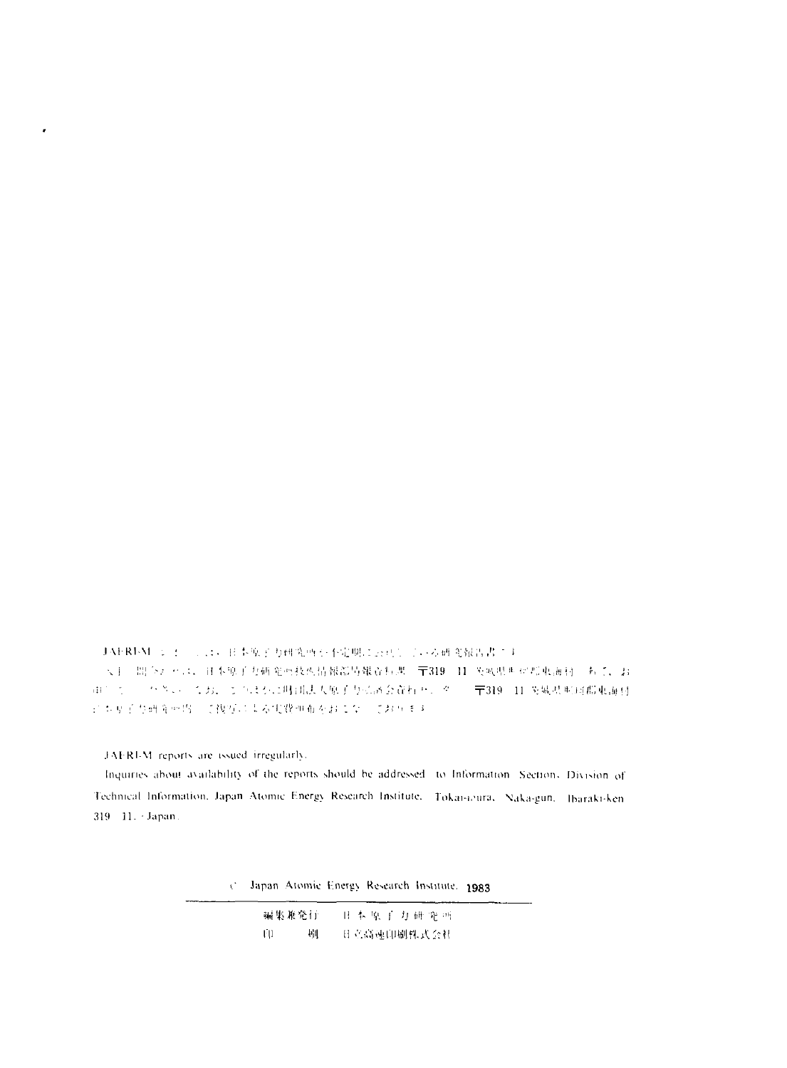JAERI-M レポートは、日本原子力研究所が不定期に公刊している研究報告書です。

入手の問合わせは、日本原子力研究所技術情報部情報資料課（〒319-11 茨城県那珂郡東海村）あて、お申しこしください。なお、このほかに財団法人原子力弘済会資料センター（〒319-11 茨城県那珂郡東海村日本原子力研究所内）で複写による実費頒布をおこなっております。

JAERI-M reports are issued irregularly.

Inquiries about availability of the reports should be addressed to Information Section, Division of Technical Information, Japan Atomic Energy Research Institute, Tokai-mura, Naka-gun, Ibaraki-ken 319-11, Japan.

© Japan Atomic Energy Research Institute, 1983

編集兼発行　日本原子力研究所

印　　刷　日立高速印刷株式会社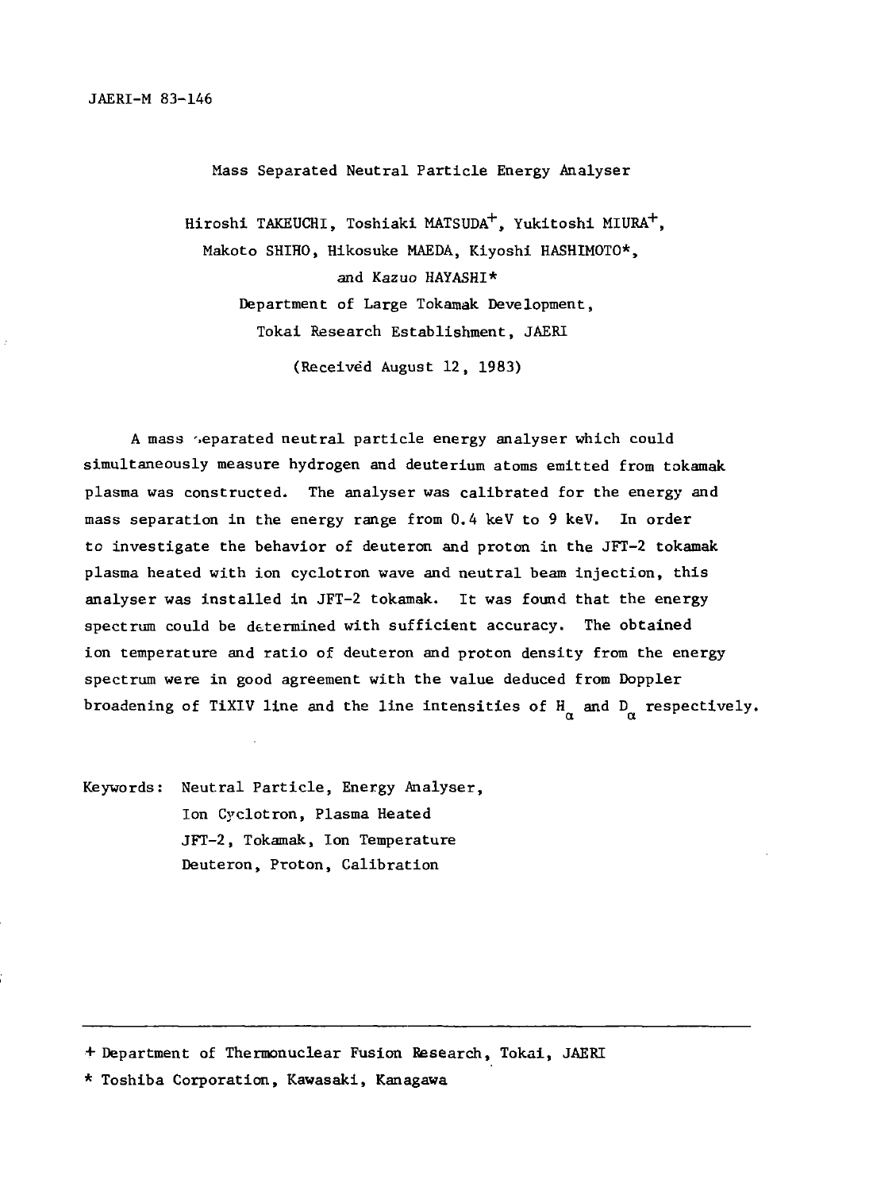JAERI-M 83-146

# Mass Separated Neutral Particle Energy Analyser

Hiroshi TAKEUCHI, Toshiaki MATSUDA[+], Yukitoshi MIURA[+], Makoto SHIHO, Hikosuke MAEDA, Kiyoshi HASHIMOTO*, and Kazuo HAYASHI*

Department of Large Tokamak Development, Tokai Research Establishment, JAERI

(Received August 12, 1983)

A mass separated neutral particle energy analyser which could simultaneously measure hydrogen and deuterium atoms emitted from tokamak plasma was constructed. The analyser was calibrated for the energy and mass separation in the energy range from 0.4 keV to 9 keV. In order to investigate the behavior of deuteron and proton in the JFT-2 tokamak plasma heated with ion cyclotron wave and neutral beam injection, this analyser was installed in JFT-2 tokamak. It was found that the energy spectrum could be determined with sufficient accuracy. The obtained ion temperature and ratio of deuteron and proton density from the energy spectrum were in good agreement with the value deduced from Doppler broadening of TiXIV line and the line intensities of $H_\alpha$ and $D_\alpha$ respectively.

Keywords: Neutral Particle, Energy Analyser, Ion Cyclotron, Plasma Heated JFT-2, Tokamak, Ion Temperature Deuteron, Proton, Calibration

---

+ Department of Thermonuclear Fusion Research, Tokai, JAERI

\* Toshiba Corporation, Kawasaki, Kanagawa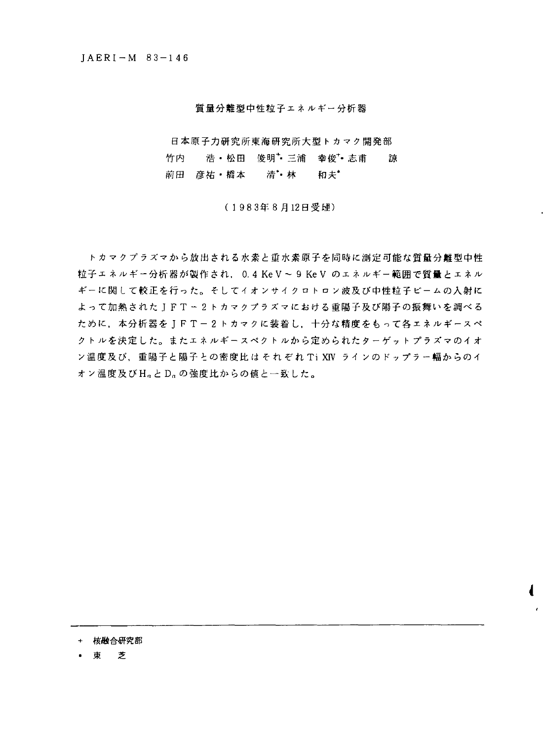JAERI－M　83－146

# 質量分離型中性粒子エネルギー分析器

日本原子力研究所東海研究所大型トカマク開発部

竹内　　浩・松田　俊明[+]・三浦　幸俊[+]・志甫　　諒

前田　彦祐・橋本　　清[*]・林　　和夫[*]

（1983年8月12日受理）

トカマクプラズマから放出される水素と重水素原子を同時に測定可能な質量分離型中性粒子エネルギー分析器が製作され，0.4 KeV～9 KeV のエネルギー範囲で質量とエネルギーに関して較正を行った。そしてイオンサイクロトロン波及び中性粒子ビームの入射によって加熱されたＪＦＴ－２トカマクプラズマにおける重陽子及び陽子の振舞いを調べるために，本分析器をＪＦＴ－２トカマクに装着し，十分な精度をもって各エネルギースペクトルを決定した。またエネルギースペクトルから定められたターゲットプラズマのイオン温度及び，重陽子と陽子との密度比はそれぞれ Ti XIV ラインのドップラー幅からのイオン温度及び $H_\alpha$ と $D_\alpha$ の強度比からの値と一致した。

---

＋　核融合研究部

＊　東　　芝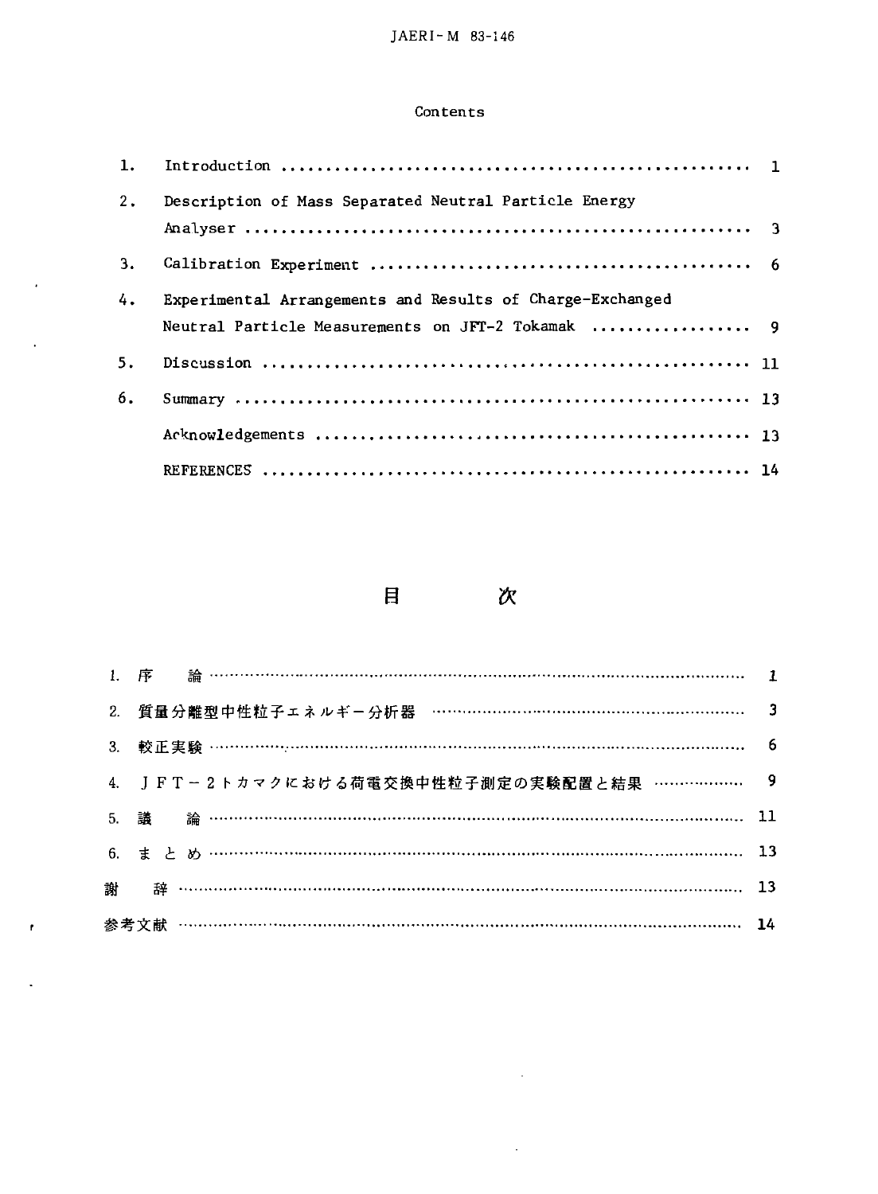## Contents

1. Introduction ..................................................... 1
2. Description of Mass Separated Neutral Particle Energy Analyser ..................................................... 3
3. Calibration Experiment ..................................................... 6
4. Experimental Arrangements and Results of Charge-Exchanged Neutral Particle Measurements on JFT-2 Tokamak ..................... 9
5. Discussion ..................................................... 11
6. Summary ..................................................... 13

   Acknowledgements ..................................................... 13

   REFERENCES ..................................................... 14

## 目　　次

1. 序　論 ..................................................... 1
2. 質量分離型中性粒子エネルギー分析器 ..................................................... 3
3. 較正実験 ..................................................... 6
4. ＪＦＴ－２トカマクにおける荷電交換中性粒子測定の実験配置と結果 ..................... 9
5. 議　論 ..................................................... 11
6. まとめ ..................................................... 13

謝　辞 ..................................................... 13

参考文献 ..................................................... 14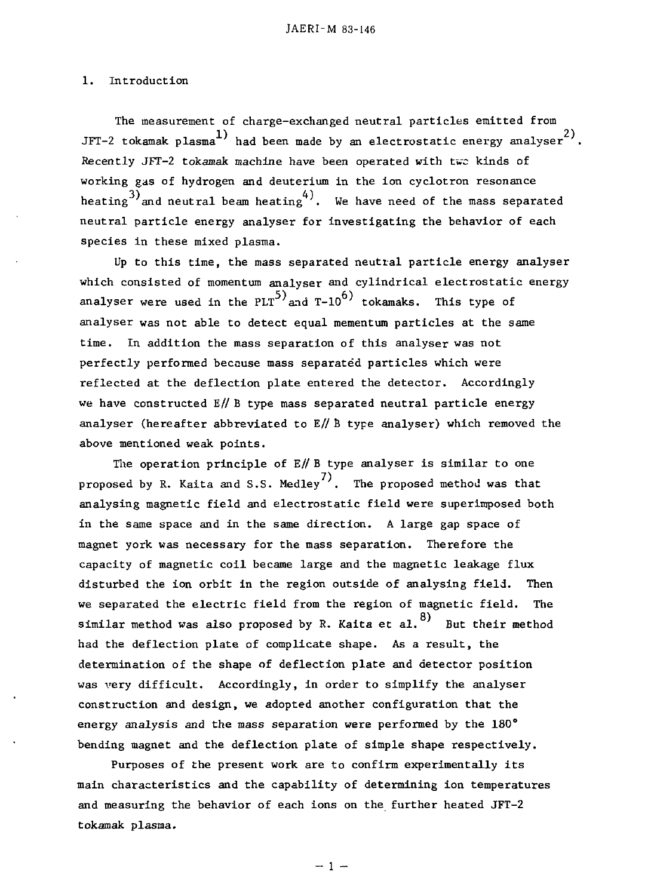## 1. Introduction

The measurement of charge-exchanged neutral particles emitted from JFT-2 tokamak plasma[1] had been made by an electrostatic energy analyser[2]. Recently JFT-2 tokamak machine have been operated with two kinds of working gas of hydrogen and deuterium in the ion cyclotron resonance heating[3] and neutral beam heating[4]. We have need of the mass separated neutral particle energy analyser for investigating the behavior of each species in these mixed plasma.

Up to this time, the mass separated neutral particle energy analyser which consisted of momentum analyser and cylindrical electrostatic energy analyser were used in the PLT[5] and T-10[6] tokamaks. This type of analyser was not able to detect equal mementum particles at the same time. In addition the mass separation of this analyser was not perfectly performed because mass separated particles which were reflected at the deflection plate entered the detector. Accordingly we have constructed E// B type mass separated neutral particle energy analyser (hereafter abbreviated to E// B type analyser) which removed the above mentioned weak points.

The operation principle of E// B type analyser is similar to one proposed by R. Kaita and S.S. Medley[7]. The proposed method was that analysing magnetic field and electrostatic field were superimposed both in the same space and in the same direction. A large gap space of magnet york was necessary for the mass separation. Therefore the capacity of magnetic coil became large and the magnetic leakage flux disturbed the ion orbit in the region outside of analysing field. Then we separated the electric field from the region of magnetic field. The similar method was also proposed by R. Kaita et al.[8] But their method had the deflection plate of complicate shape. As a result, the determination of the shape of deflection plate and detector position was very difficult. Accordingly, in order to simplify the analyser construction and design, we adopted another configuration that the energy analysis and the mass separation were performed by the 180° bending magnet and the deflection plate of simple shape respectively.

Purposes of the present work are to confirm experimentally its main characteristics and the capability of determining ion temperatures and measuring the behavior of each ions on the further heated JFT-2 tokamak plasma.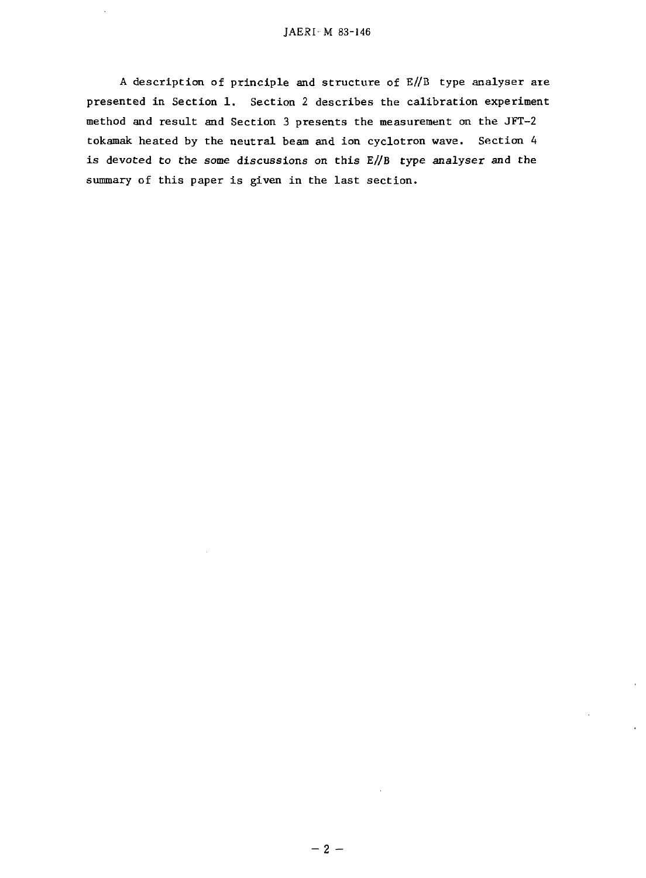A description of principle and structure of E//B type analyser are presented in Section 1. Section 2 describes the calibration experiment method and result and Section 3 presents the measurement on the JFT-2 tokamak heated by the neutral beam and ion cyclotron wave. Section 4 is devoted to the some discussions on this E//B type analyser and the summary of this paper is given in the last section.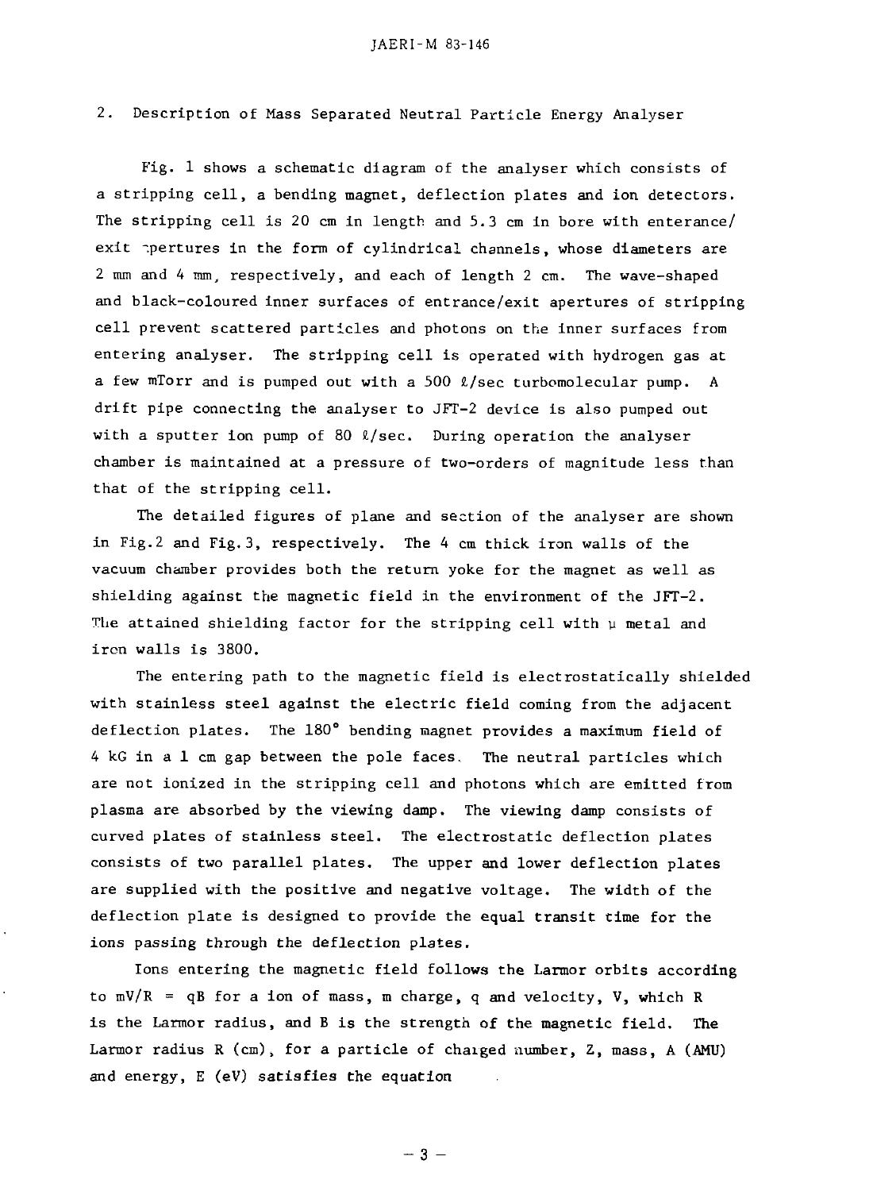## 2. Description of Mass Separated Neutral Particle Energy Analyser

Fig. 1 shows a schematic diagram of the analyser which consists of a stripping cell, a bending magnet, deflection plates and ion detectors. The stripping cell is 20 cm in length and 5.3 cm in bore with enterance/ exit apertures in the form of cylindrical channels, whose diameters are 2 mm and 4 mm, respectively, and each of length 2 cm. The wave-shaped and black-coloured inner surfaces of entrance/exit apertures of stripping cell prevent scattered particles and photons on the inner surfaces from entering analyser. The stripping cell is operated with hydrogen gas at a few mTorr and is pumped out with a 500 ℓ/sec turbomolecular pump. A drift pipe connecting the analyser to JFT-2 device is also pumped out with a sputter ion pump of 80 ℓ/sec. During operation the analyser chamber is maintained at a pressure of two-orders of magnitude less than that of the stripping cell.

The detailed figures of plane and section of the analyser are shown in Fig.2 and Fig.3, respectively. The 4 cm thick iron walls of the vacuum chamber provides both the return yoke for the magnet as well as shielding against the magnetic field in the environment of the JFT-2. The attained shielding factor for the stripping cell with μ metal and iron walls is 3800.

The entering path to the magnetic field is electrostatically shielded with stainless steel against the electric field coming from the adjacent deflection plates. The 180° bending magnet provides a maximum field of 4 kG in a 1 cm gap between the pole faces. The neutral particles which are not ionized in the stripping cell and photons which are emitted from plasma are absorbed by the viewing damp. The viewing damp consists of curved plates of stainless steel. The electrostatic deflection plates consists of two parallel plates. The upper and lower deflection plates are supplied with the positive and negative voltage. The width of the deflection plate is designed to provide the equal transit time for the ions passing through the deflection plates.

Ions entering the magnetic field follows the Larmor orbits according to $mV/R = qB$ for a ion of mass, m charge, q and velocity, V, which R is the Larmor radius, and B is the strength of the magnetic field. The Larmor radius R (cm), for a particle of charged number, Z, mass, A (AMU) and energy, E (eV) satisfies the equation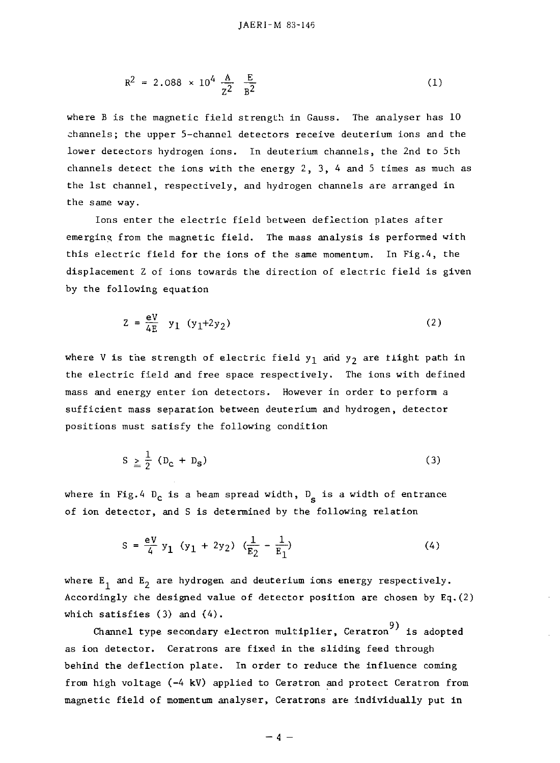$$R^2 = 2.088 \times 10^4 \frac{A}{Z^2} \frac{E}{B^2} \tag{1}$$

where B is the magnetic field strength in Gauss. The analyser has 10 channels; the upper 5-channel detectors receive deuterium ions and the lower detectors hydrogen ions. In deuterium channels, the 2nd to 5th channels detect the ions with the energy 2, 3, 4 and 5 times as much as the 1st channel, respectively, and hydrogen channels are arranged in the same way.

Ions enter the electric field between deflection plates after emerging from the magnetic field. The mass analysis is performed with this electric field for the ions of the same momentum. In Fig.4, the displacement Z of ions towards the direction of electric field is given by the following equation

$$Z = \frac{eV}{4E} y_1 (y_1+2y_2) \tag{2}$$

where V is the strength of electric field $y_1$ and $y_2$ are flight path in the electric field and free space respectively. The ions with defined mass and energy enter ion detectors. However in order to perform a sufficient mass separation between deuterium and hydrogen, detector positions must satisfy the following condition

$$S \geqq \frac{1}{2} (D_c + D_s) \tag{3}$$

where in Fig.4 $D_c$ is a beam spread width, $D_s$ is a width of entrance of ion detector, and S is determined by the following relation

$$S = \frac{eV}{4} y_1 (y_1 + 2y_2) \left(\frac{1}{E_2} - \frac{1}{E_1}\right) \tag{4}$$

where $E_1$ and $E_2$ are hydrogen and deuterium ions energy respectively. Accordingly the designed value of detector position are chosen by Eq.(2) which satisfies (3) and (4).

Channel type secondary electron multiplier, Ceratron[9] is adopted as ion detector. Ceratrons are fixed in the sliding feed through behind the deflection plate. In order to reduce the influence coming from high voltage (-4 kV) applied to Ceratron and protect Ceratron from magnetic field of momentum analyser, Ceratrons are individually put in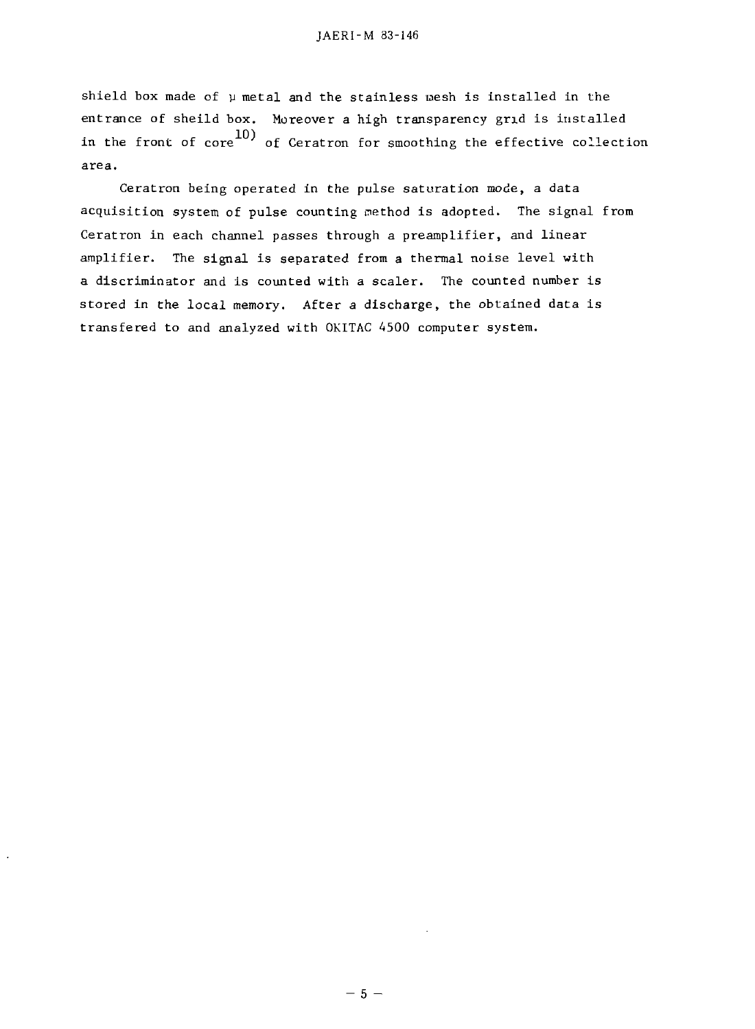shield box made of $\mu$ metal and the stainless mesh is installed in the entrance of sheild box. Moreover a high transparency grid is installed in the front of core[10] of Ceratron for smoothing the effective collection area.

Ceratron being operated in the pulse saturation mode, a data acquisition system of pulse counting method is adopted. The signal from Ceratron in each channel passes through a preamplifier, and linear amplifier. The signal is separated from a thermal noise level with a discriminator and is counted with a scaler. The counted number is stored in the local memory. After a discharge, the obtained data is transfered to and analyzed with OKITAC 4500 computer system.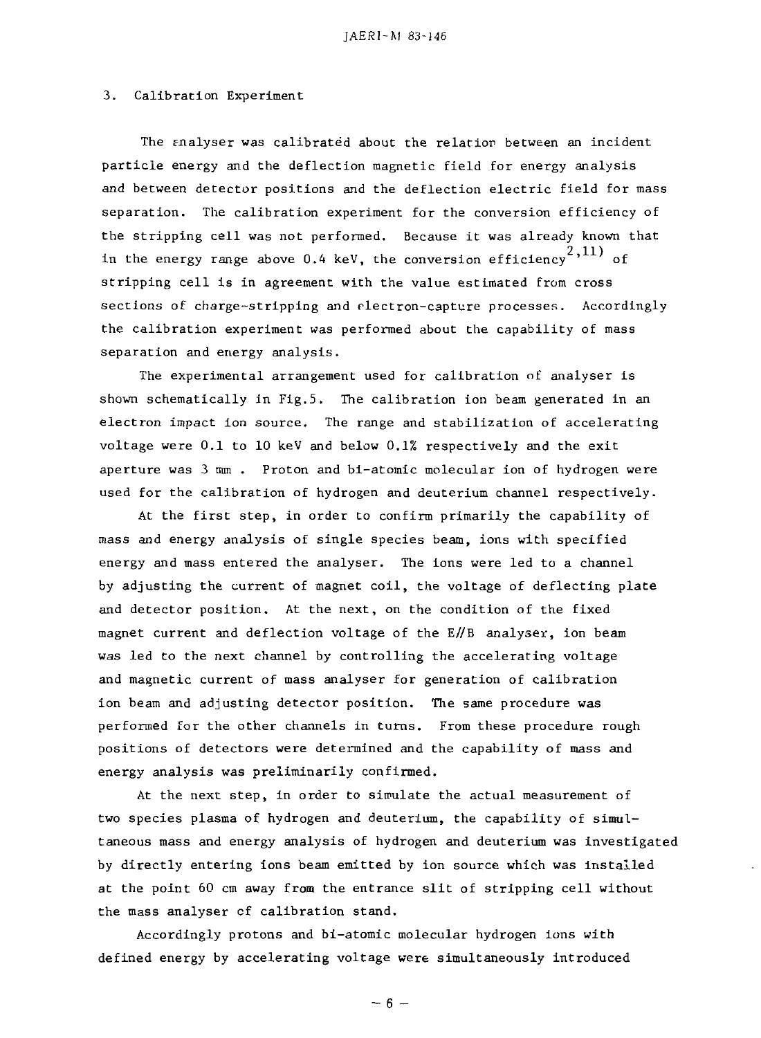## 3. Calibration Experiment

The analyser was calibrated about the relation between an incident particle energy and the deflection magnetic field for energy analysis and between detector positions and the deflection electric field for mass separation. The calibration experiment for the conversion efficiency of the stripping cell was not performed. Because it was already known that in the energy range above 0.4 keV, the conversion efficiency[2,11] of stripping cell is in agreement with the value estimated from cross sections of charge-stripping and electron-capture processes. Accordingly the calibration experiment was performed about the capability of mass separation and energy analysis.

The experimental arrangement used for calibration of analyser is shown schematically in Fig.5. The calibration ion beam generated in an electron impact ion source. The range and stabilization of accelerating voltage were 0.1 to 10 keV and below 0.1% respectively and the exit aperture was 3 mm . Proton and bi-atomic molecular ion of hydrogen were used for the calibration of hydrogen and deuterium channel respectively.

At the first step, in order to confirm primarily the capability of mass and energy analysis of single species beam, ions with specified energy and mass entered the analyser. The ions were led to a channel by adjusting the current of magnet coil, the voltage of deflecting plate and detector position. At the next, on the condition of the fixed magnet current and deflection voltage of the E//B analyser, ion beam was led to the next channel by controlling the accelerating voltage and magnetic current of mass analyser for generation of calibration ion beam and adjusting detector position. The same procedure was performed for the other channels in turns. From these procedure rough positions of detectors were determined and the capability of mass and energy analysis was preliminarily confirmed.

At the next step, in order to simulate the actual measurement of two species plasma of hydrogen and deuterium, the capability of simultaneous mass and energy analysis of hydrogen and deuterium was investigated by directly entering ions beam emitted by ion source which was installed at the point 60 cm away from the entrance slit of stripping cell without the mass analyser of calibration stand.

Accordingly protons and bi-atomic molecular hydrogen ions with defined energy by accelerating voltage were simultaneously introduced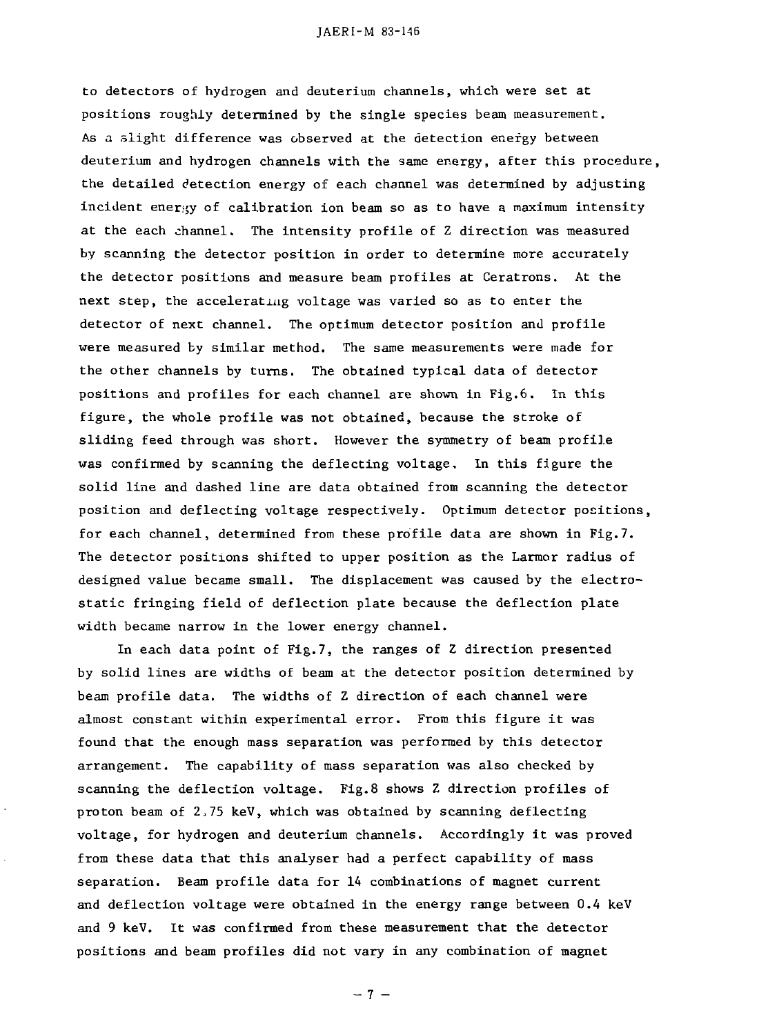to detectors of hydrogen and deuterium channels, which were set at positions roughly determined by the single species beam measurement. As a slight difference was observed at the detection energy between deuterium and hydrogen channels with the same energy, after this procedure, the detailed detection energy of each channel was determined by adjusting incident energy of calibration ion beam so as to have a maximum intensity at the each channel. The intensity profile of Z direction was measured by scanning the detector position in order to determine more accurately the detector positions and measure beam profiles at Ceratrons. At the next step, the accelerating voltage was varied so as to enter the detector of next channel. The optimum detector position and profile were measured by similar method. The same measurements were made for the other channels by turns. The obtained typical data of detector positions and profiles for each channel are shown in Fig.6. In this figure, the whole profile was not obtained, because the stroke of sliding feed through was short. However the symmetry of beam profile was confirmed by scanning the deflecting voltage. In this figure the solid line and dashed line are data obtained from scanning the detector position and deflecting voltage respectively. Optimum detector positions, for each channel, determined from these profile data are shown in Fig.7. The detector positions shifted to upper position as the Larmor radius of designed value became small. The displacement was caused by the electrostatic fringing field of deflection plate because the deflection plate width became narrow in the lower energy channel.

In each data point of Fig.7, the ranges of Z direction presented by solid lines are widths of beam at the detector position determined by beam profile data. The widths of Z direction of each channel were almost constant within experimental error. From this figure it was found that the enough mass separation was performed by this detector arrangement. The capability of mass separation was also checked by scanning the deflection voltage. Fig.8 shows Z direction profiles of proton beam of 2.75 keV, which was obtained by scanning deflecting voltage, for hydrogen and deuterium channels. Accordingly it was proved from these data that this analyser had a perfect capability of mass separation. Beam profile data for 14 combinations of magnet current and deflection voltage were obtained in the energy range between 0.4 keV and 9 keV. It was confirmed from these measurement that the detector positions and beam profiles did not vary in any combination of magnet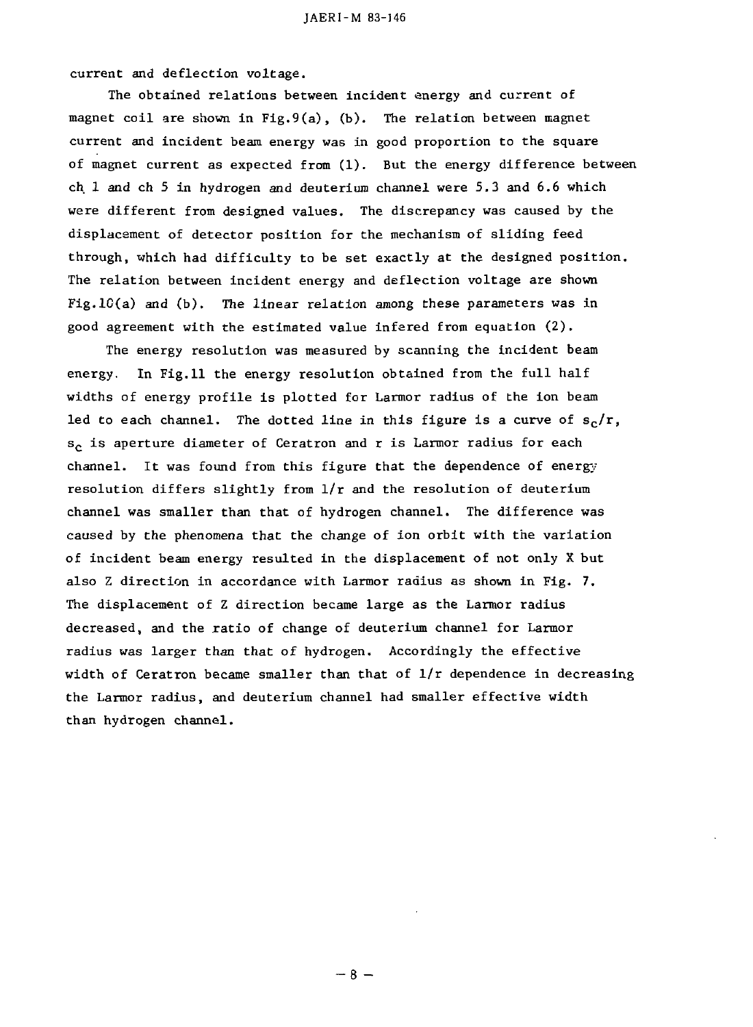current and deflection voltage.

The obtained relations between incident energy and current of magnet coil are shown in Fig.9(a), (b). The relation between magnet current and incident beam energy was in good proportion to the square of magnet current as expected from (1). But the energy difference between ch 1 and ch 5 in hydrogen and deuterium channel were 5.3 and 6.6 which were different from designed values. The discrepancy was caused by the displacement of detector position for the mechanism of sliding feed through, which had difficulty to be set exactly at the designed position. The relation between incident energy and deflection voltage are shown Fig.10(a) and (b). The linear relation among these parameters was in good agreement with the estimated value infered from equation (2).

The energy resolution was measured by scanning the incident beam energy. In Fig.11 the energy resolution obtained from the full half widths of energy profile is plotted for Larmor radius of the ion beam led to each channel. The dotted line in this figure is a curve of $s_c/r$, $s_c$ is aperture diameter of Ceratron and r is Larmor radius for each channel. It was found from this figure that the dependence of energy resolution differs slightly from $1/r$ and the resolution of deuterium channel was smaller than that of hydrogen channel. The difference was caused by the phenomena that the change of ion orbit with the variation of incident beam energy resulted in the displacement of not only X but also Z direction in accordance with Larmor radius as shown in Fig. 7. The displacement of Z direction became large as the Larmor radius decreased, and the ratio of change of deuterium channel for Larmor radius was larger than that of hydrogen. Accordingly the effective width of Ceratron became smaller than that of $1/r$ dependence in decreasing the Larmor radius, and deuterium channel had smaller effective width than hydrogen channel.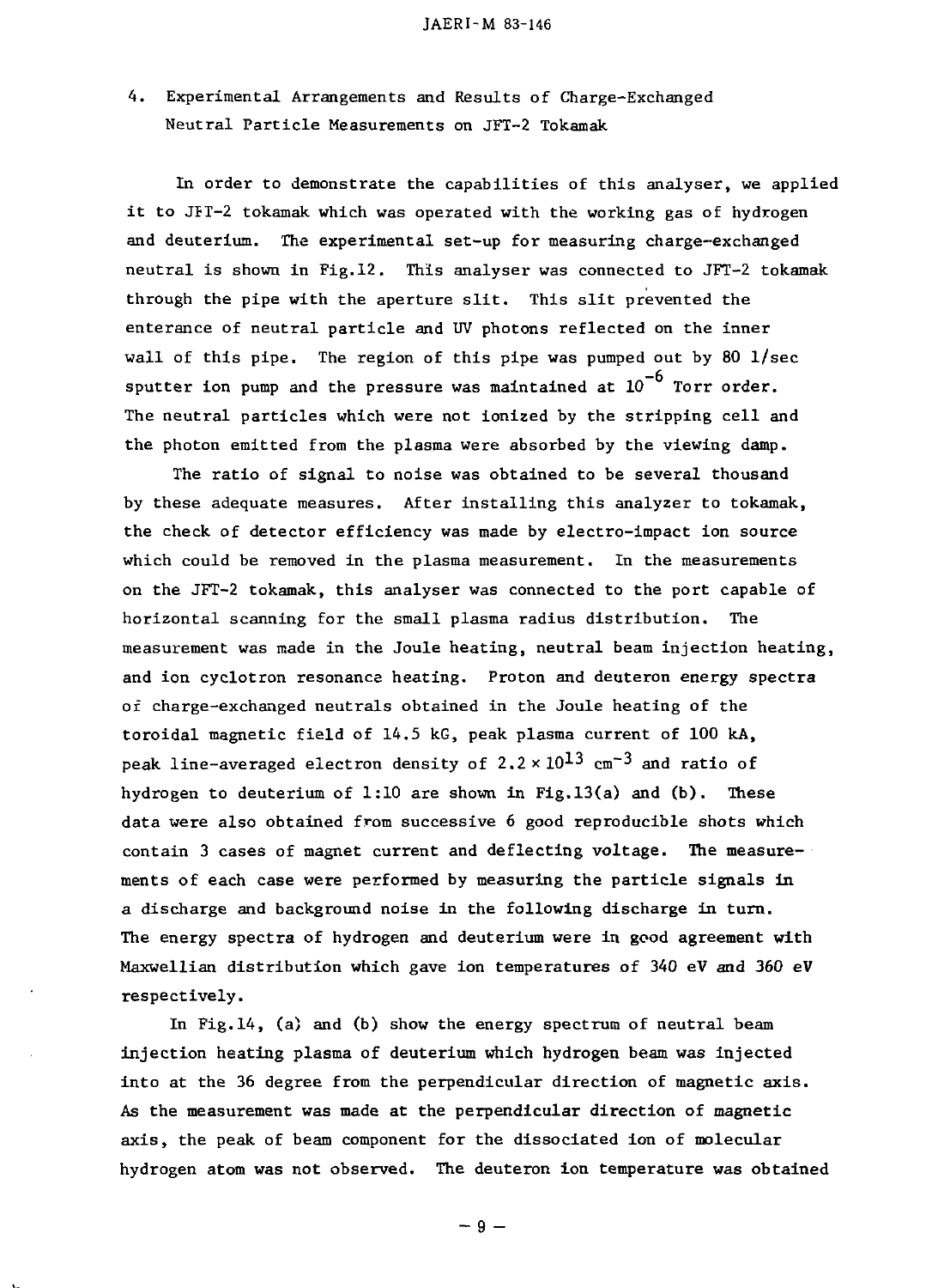## 4. Experimental Arrangements and Results of Charge-Exchanged Neutral Particle Measurements on JFT-2 Tokamak

In order to demonstrate the capabilities of this analyser, we applied it to JFT-2 tokamak which was operated with the working gas of hydrogen and deuterium. The experimental set-up for measuring charge-exchanged neutral is shown in Fig.12. This analyser was connected to JFT-2 tokamak through the pipe with the aperture slit. This slit prevented the enterance of neutral particle and UV photons reflected on the inner wall of this pipe. The region of this pipe was pumped out by 80 l/sec sputter ion pump and the pressure was maintained at $10^{-6}$ Torr order. The neutral particles which were not ionized by the stripping cell and the photon emitted from the plasma were absorbed by the viewing damp.

The ratio of signal to noise was obtained to be several thousand by these adequate measures. After installing this analyzer to tokamak, the check of detector efficiency was made by electro-impact ion source which could be removed in the plasma measurement. In the measurements on the JFT-2 tokamak, this analyser was connected to the port capable of horizontal scanning for the small plasma radius distribution. The measurement was made in the Joule heating, neutral beam injection heating, and ion cyclotron resonance heating. Proton and deuteron energy spectra of charge-exchanged neutrals obtained in the Joule heating of the toroidal magnetic field of 14.5 kG, peak plasma current of 100 kA, peak line-averaged electron density of $2.2 \times 10^{13}$ cm$^{-3}$ and ratio of hydrogen to deuterium of 1:10 are shown in Fig.13(a) and (b). These data were also obtained from successive 6 good reproducible shots which contain 3 cases of magnet current and deflecting voltage. The measurements of each case were performed by measuring the particle signals in a discharge and background noise in the following discharge in turn. The energy spectra of hydrogen and deuterium were in good agreement with Maxwellian distribution which gave ion temperatures of 340 eV and 360 eV respectively.

In Fig.14, (a) and (b) show the energy spectrum of neutral beam injection heating plasma of deuterium which hydrogen beam was injected into at the 36 degree from the perpendicular direction of magnetic axis. As the measurement was made at the perpendicular direction of magnetic axis, the peak of beam component for the dissociated ion of molecular hydrogen atom was not observed. The deuteron ion temperature was obtained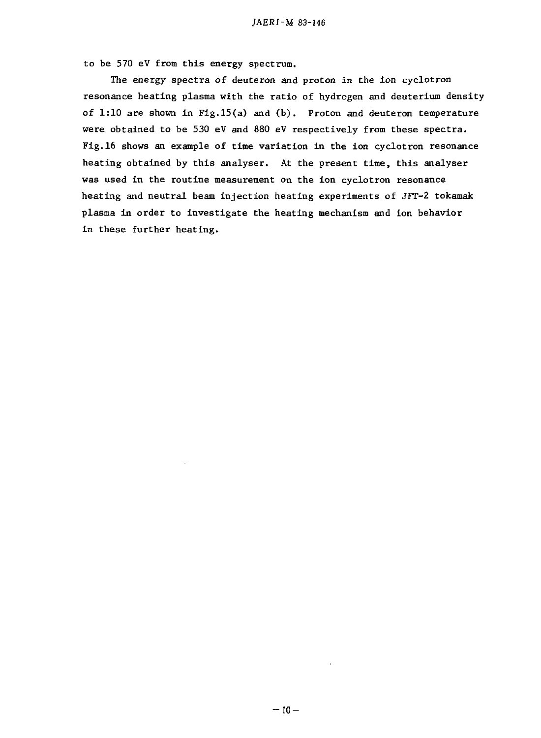to be 570 eV from this energy spectrum.

The energy spectra of deuteron and proton in the ion cyclotron resonance heating plasma with the ratio of hydrogen and deuterium density of 1:10 are shown in Fig.15(a) and (b). Proton and deuteron temperature were obtained to be 530 eV and 880 eV respectively from these spectra. Fig.16 shows an example of time variation in the ion cyclotron resonance heating obtained by this analyser. At the present time, this analyser was used in the routine measurement on the ion cyclotron resonance heating and neutral beam injection heating experiments of JFT-2 tokamak plasma in order to investigate the heating mechanism and ion behavior in these further heating.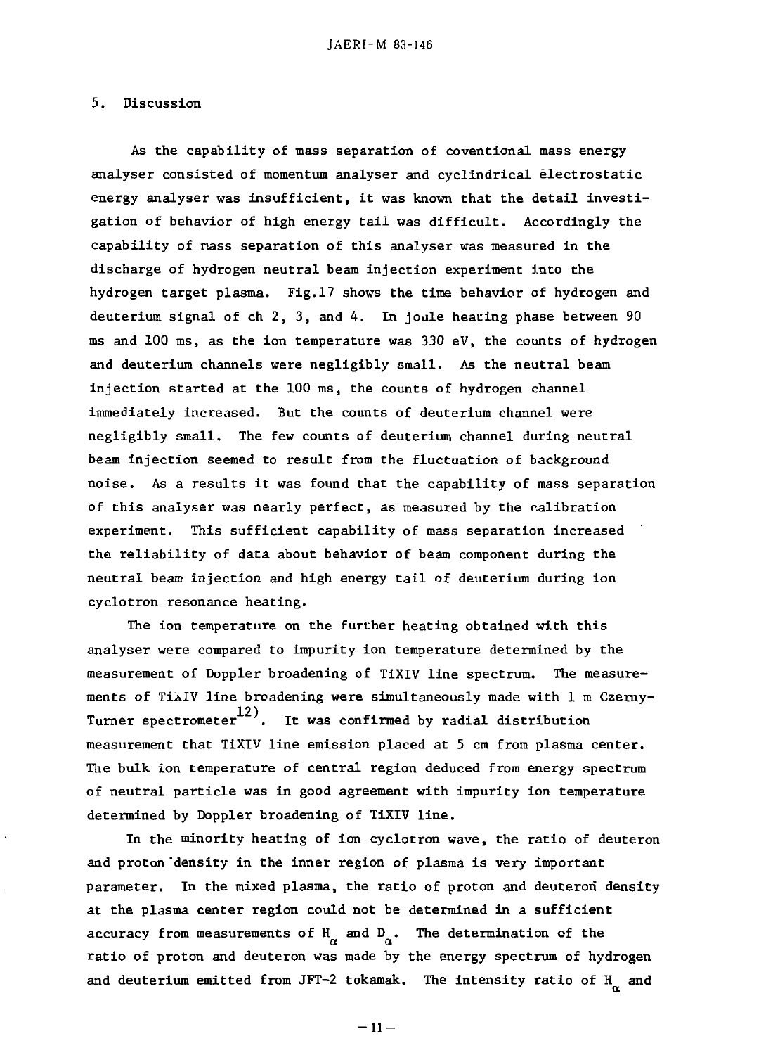## 5. Discussion

As the capability of mass separation of coventional mass energy analyser consisted of momentum analyser and cyclindrical electrostatic energy analyser was insufficient, it was known that the detail investigation of behavior of high energy tail was difficult. Accordingly the capability of mass separation of this analyser was measured in the discharge of hydrogen neutral beam injection experiment into the hydrogen target plasma. Fig.17 shows the time behavior of hydrogen and deuterium signal of ch 2, 3, and 4. In joule heating phase between 90 ms and 100 ms, as the ion temperature was 330 eV, the counts of hydrogen and deuterium channels were negligibly small. As the neutral beam injection started at the 100 ms, the counts of hydrogen channel immediately increased. But the counts of deuterium channel were negligibly small. The few counts of deuterium channel during neutral beam injection seemed to result from the fluctuation of background noise. As a results it was found that the capability of mass separation of this analyser was nearly perfect, as measured by the calibration experiment. This sufficient capability of mass separation increased the reliability of data about behavior of beam component during the neutral beam injection and high energy tail of deuterium during ion cyclotron resonance heating.

The ion temperature on the further heating obtained with this analyser were compared to impurity ion temperature determined by the measurement of Doppler broadening of TiXIV line spectrum. The measurements of TiXIV line broadening were simultaneously made with 1 m Czerny-Turner spectrometer[12]. It was confirmed by radial distribution measurement that TiXIV line emission placed at 5 cm from plasma center. The bulk ion temperature of central region deduced from energy spectrum of neutral particle was in good agreement with impurity ion temperature determined by Doppler broadening of TiXIV line.

In the minority heating of ion cyclotron wave, the ratio of deuteron and proton density in the inner region of plasma is very important parameter. In the mixed plasma, the ratio of proton and deuteron density at the plasma center region could not be determined in a sufficient accuracy from measurements of $H_\alpha$ and $D_\alpha$. The determination of the ratio of proton and deuteron was made by the energy spectrum of hydrogen and deuterium emitted from JFT-2 tokamak. The intensity ratio of $H_\alpha$ and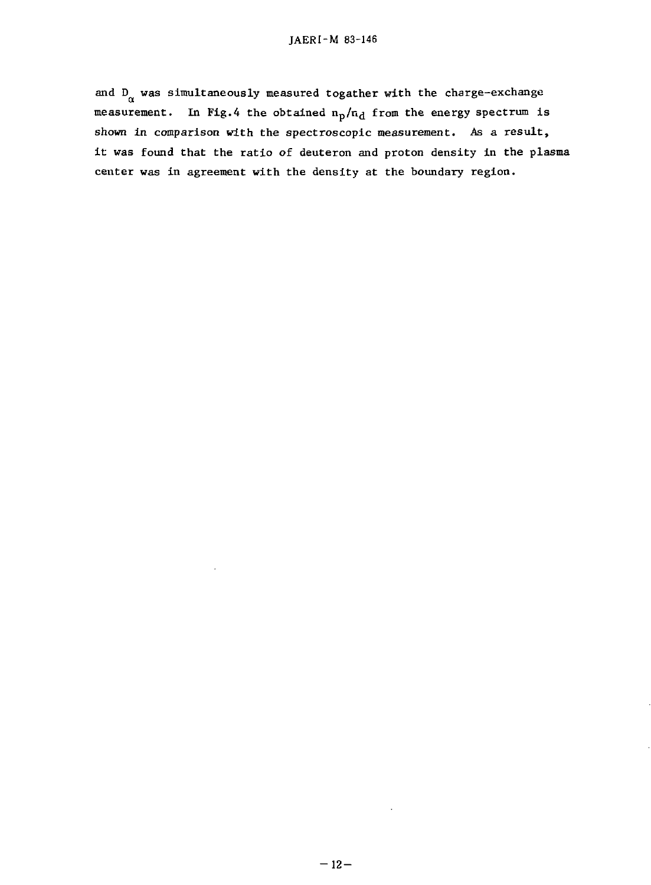and $D_\alpha$ was simultaneously measured togather with the charge-exchange measurement. In Fig.4 the obtained $n_p/n_d$ from the energy spectrum is shown in comparison with the spectroscopic measurement. As a result, it was found that the ratio of deuteron and proton density in the plasma center was in agreement with the density at the boundary region.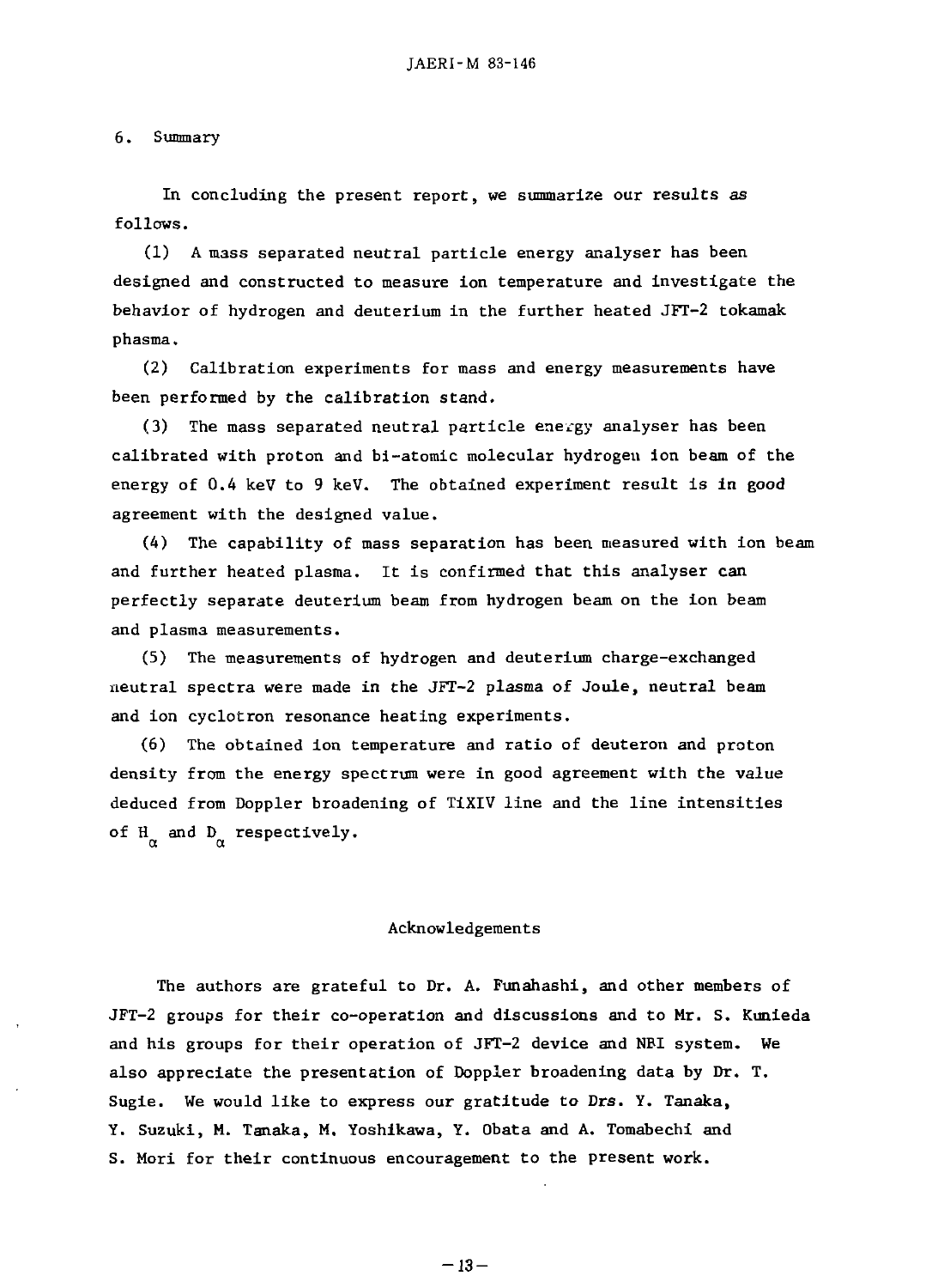## 6. Summary

In concluding the present report, we summarize our results as follows.

(1) A mass separated neutral particle energy analyser has been designed and constructed to measure ion temperature and investigate the behavior of hydrogen and deuterium in the further heated JFT-2 tokamak phasma.

(2) Calibration experiments for mass and energy measurements have been performed by the calibration stand.

(3) The mass separated neutral particle energy analyser has been calibrated with proton and bi-atomic molecular hydrogen ion beam of the energy of 0.4 keV to 9 keV. The obtained experiment result is in good agreement with the designed value.

(4) The capability of mass separation has been measured with ion beam and further heated plasma. It is confirmed that this analyser can perfectly separate deuterium beam from hydrogen beam on the ion beam and plasma measurements.

(5) The measurements of hydrogen and deuterium charge-exchanged neutral spectra were made in the JFT-2 plasma of Joule, neutral beam and ion cyclotron resonance heating experiments.

(6) The obtained ion temperature and ratio of deuteron and proton density from the energy spectrum were in good agreement with the value deduced from Doppler broadening of TiXIV line and the line intensities of $H_\alpha$ and $D_\alpha$ respectively.

## Acknowledgements

The authors are grateful to Dr. A. Funahashi, and other members of JFT-2 groups for their co-operation and discussions and to Mr. S. Kunieda and his groups for their operation of JFT-2 device and NBI system. We also appreciate the presentation of Doppler broadening data by Dr. T. Sugie. We would like to express our gratitude to Drs. Y. Tanaka, Y. Suzuki, M. Tanaka, M. Yoshikawa, Y. Obata and A. Tomabechi and S. Mori for their continuous encouragement to the present work.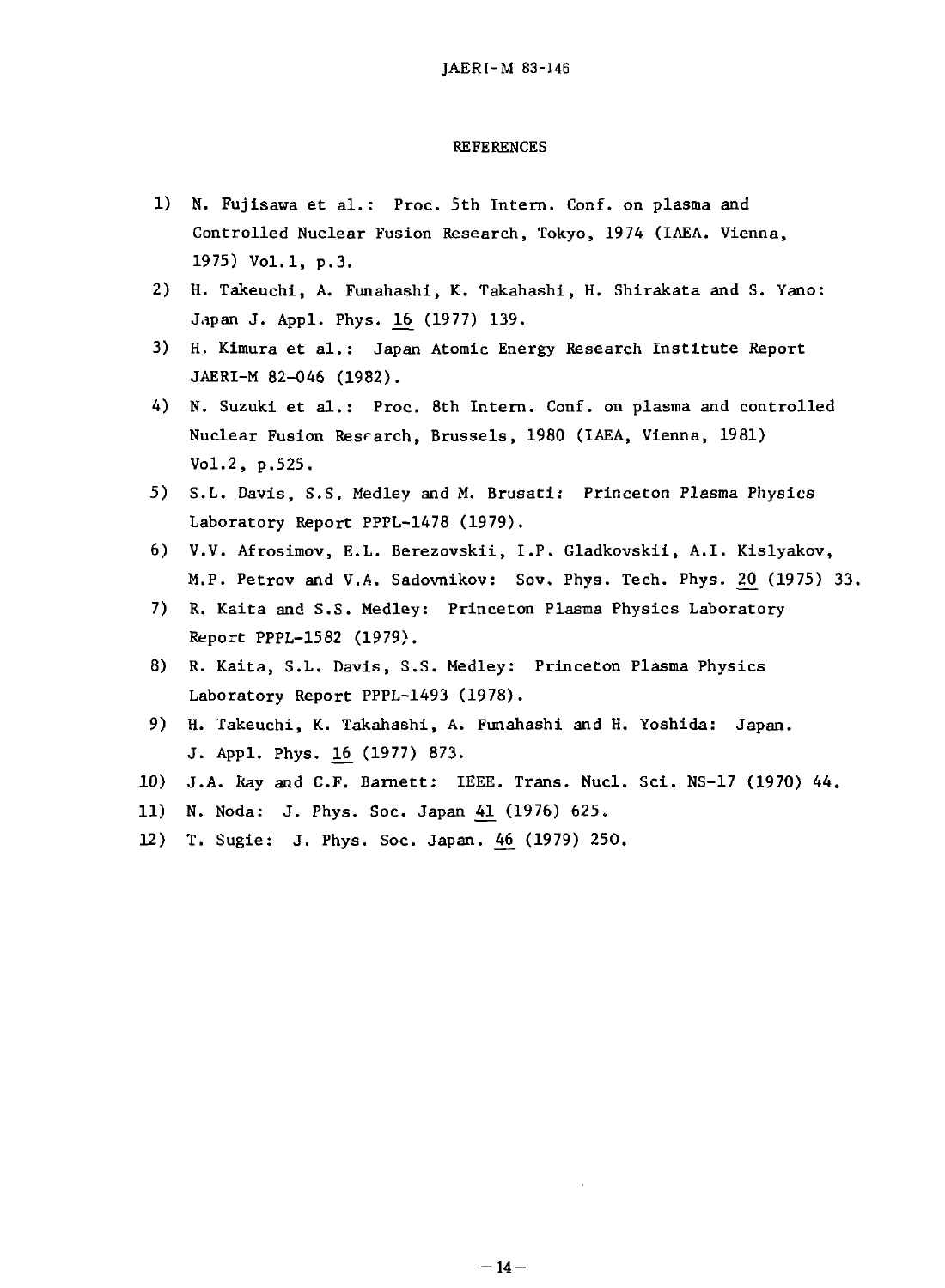# REFERENCES

1) N. Fujisawa et al.: Proc. 5th Intern. Conf. on plasma and Controlled Nuclear Fusion Research, Tokyo, 1974 (IAEA. Vienna, 1975) Vol.1, p.3.
2) H. Takeuchi, A. Funahashi, K. Takahashi, H. Shirakata and S. Yano: Japan J. Appl. Phys. 16 (1977) 139.
3) H. Kimura et al.: Japan Atomic Energy Research Institute Report JAERI-M 82-046 (1982).
4) N. Suzuki et al.: Proc. 8th Intern. Conf. on plasma and controlled Nuclear Fusion Resrarch, Brussels, 1980 (IAEA, Vienna, 1981) Vol.2, p.525.
5) S.L. Davis, S.S. Medley and M. Brusati: Princeton Plasma Physics Laboratory Report PPPL-1478 (1979).
6) V.V. Afrosimov, E.L. Berezovskii, I.P. Gladkovskii, A.I. Kislyakov, M.P. Petrov and V.A. Sadovnikov: Sov. Phys. Tech. Phys. 20 (1975) 33.
7) R. Kaita and S.S. Medley: Princeton Plasma Physics Laboratory Report PPPL-1582 (1979).
8) R. Kaita, S.L. Davis, S.S. Medley: Princeton Plasma Physics Laboratory Report PPPL-1493 (1978).
9) H. Takeuchi, K. Takahashi, A. Funahashi and H. Yoshida: Japan. J. Appl. Phys. 16 (1977) 873.
10) J.A. Kay and C.F. Barnett: IEEE. Trans. Nucl. Sci. NS-17 (1970) 44.
11) N. Noda: J. Phys. Soc. Japan 41 (1976) 625.
12) T. Sugie: J. Phys. Soc. Japan. 46 (1979) 250.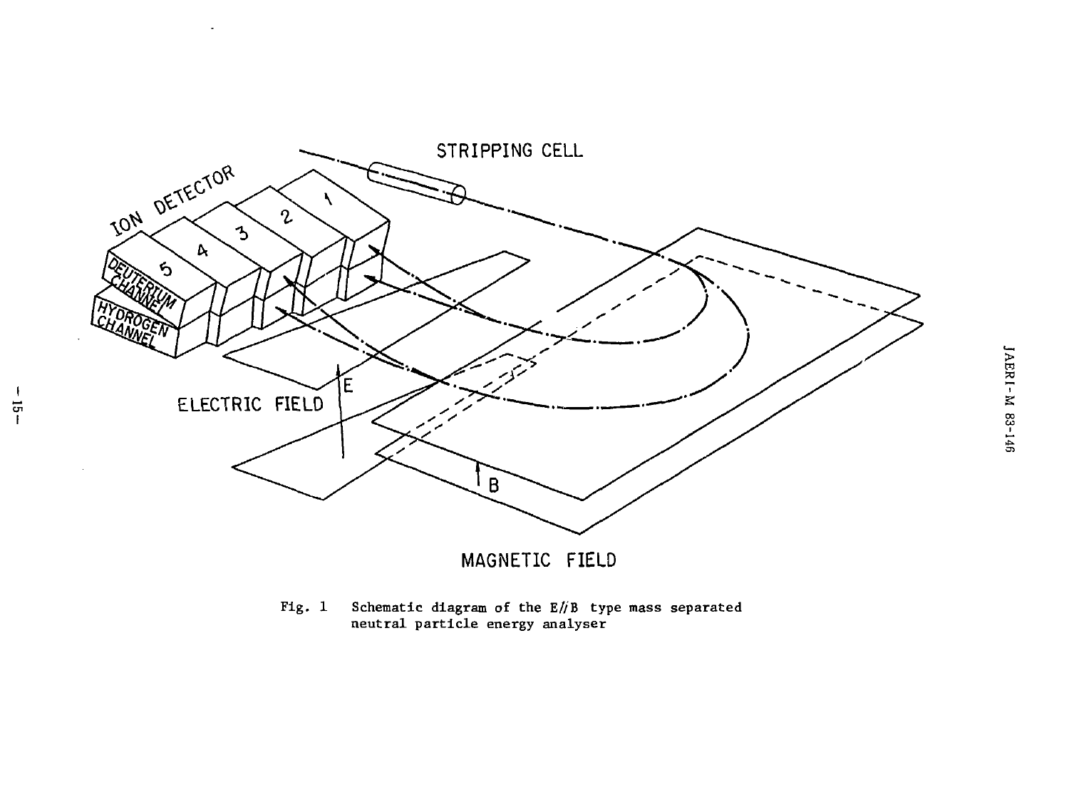Fig. 1 Schematic diagram of the E//B type mass separated neutral particle energy analyser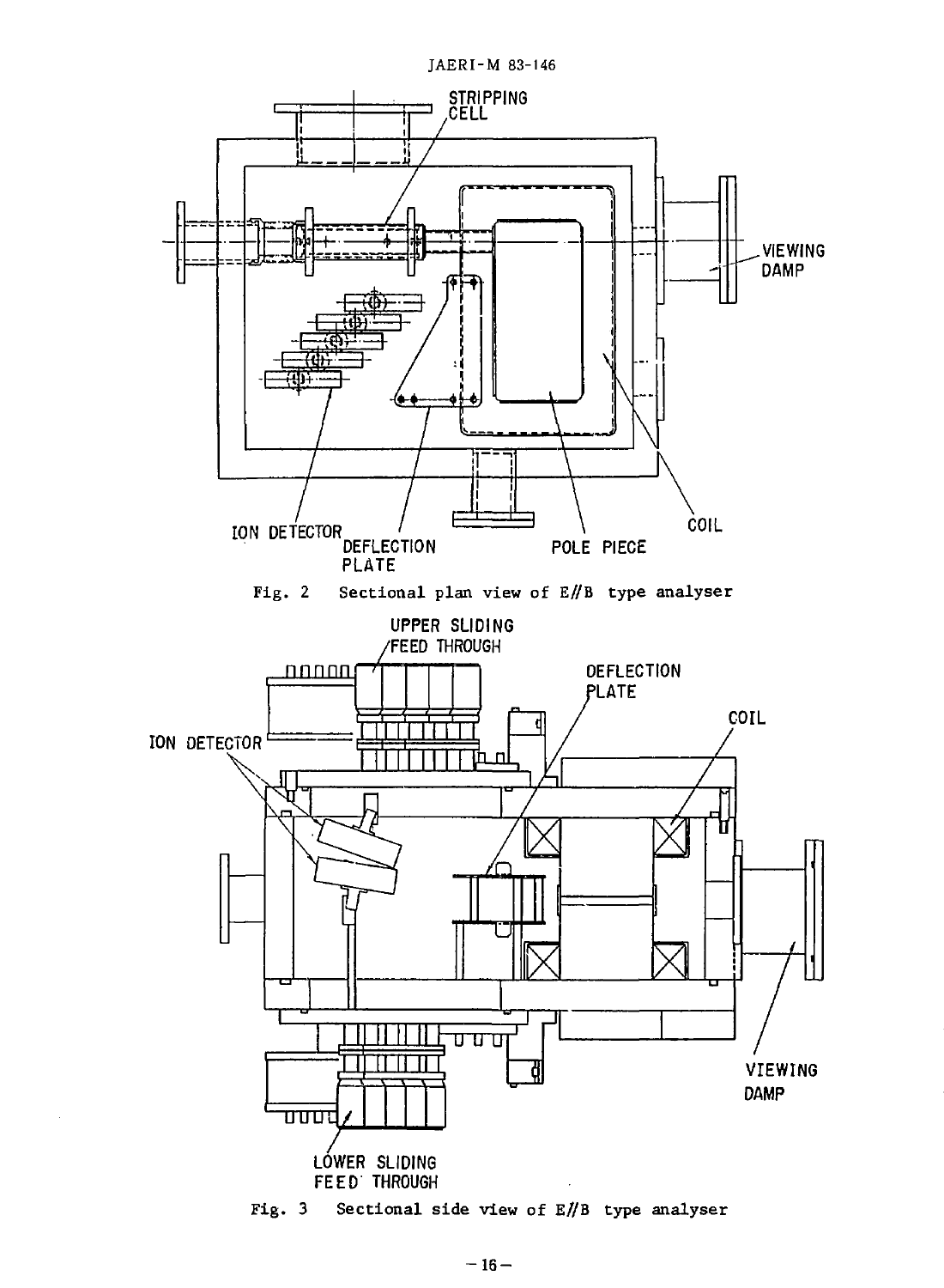STRIPPING CELL

VIEWING DAMP

ION DETECTOR

DEFLECTION PLATE

POLE PIECE

COIL

Fig. 2 Sectional plan view of E//B type analyser

UPPER SLIDING FEED THROUGH

DEFLECTION PLATE

COIL

ION DETECTOR

VIEWING DAMP

LOWER SLIDING FEED THROUGH

Fig. 3 Sectional side view of E//B type analyser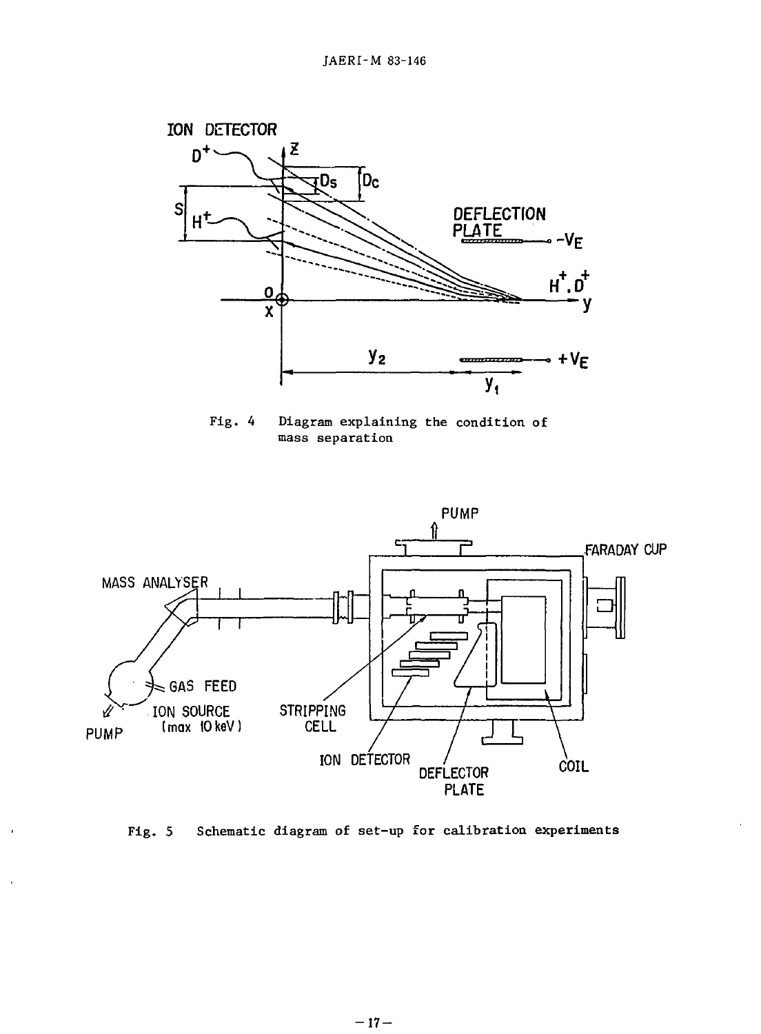Fig. 4 Diagram explaining the condition of mass separation

Fig. 5 Schematic diagram of set-up for calibration experiments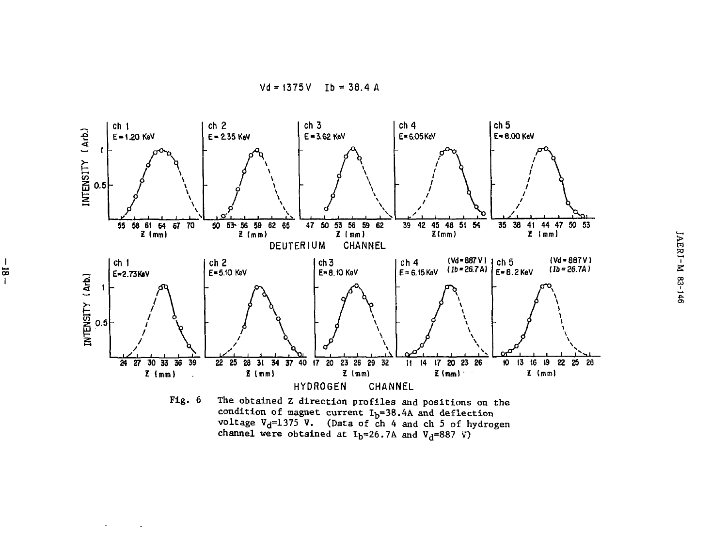Vd = 1375 V   Ib = 38.4 A

Fig. 6 The obtained Z direction profiles and positions on the condition of magnet current $I_b$=38.4A and deflection voltage $V_d$=1375 V. (Data of ch 4 and ch 5 of hydrogen channel were obtained at $I_b$=26.7A and $V_d$=887 V)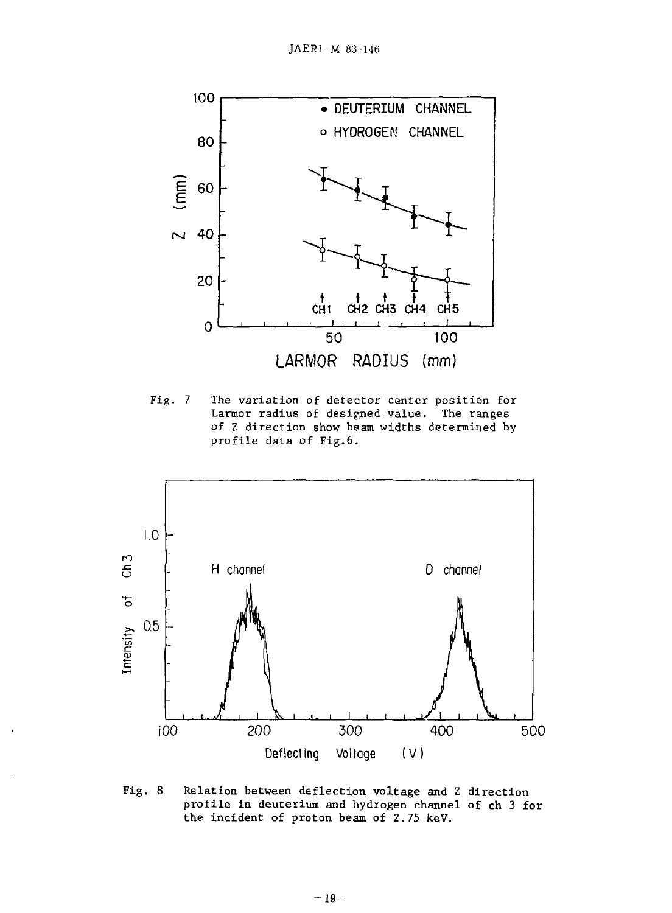Fig. 7 The variation of detector center position for Larmor radius of designed value. The ranges of Z direction show beam widths determined by profile data of Fig.6.

Fig. 8 Relation between deflection voltage and Z direction profile in deuterium and hydrogen channel of ch 3 for the incident of proton beam of 2.75 keV.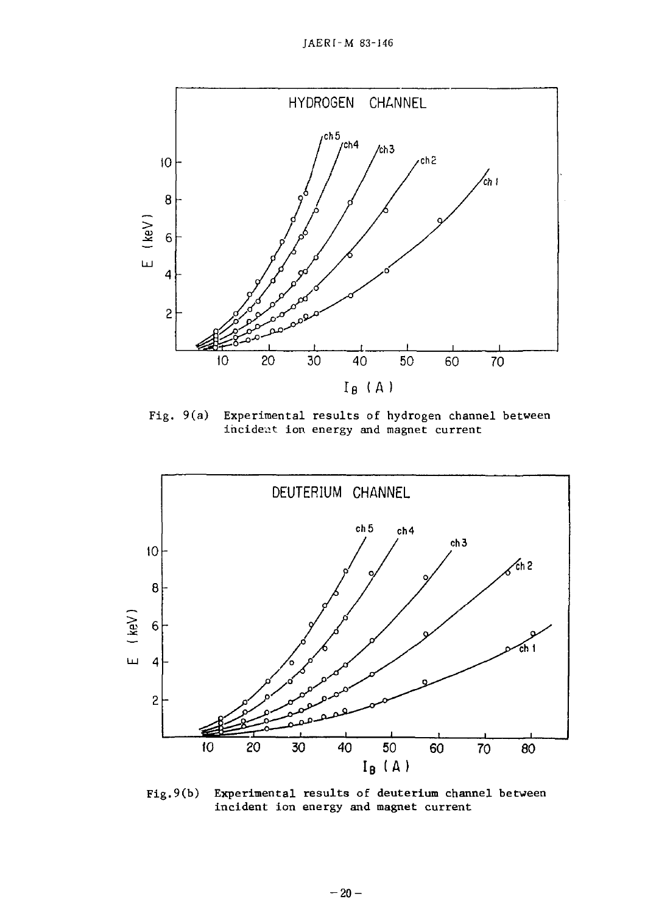Fig. 9(a) Experimental results of hydrogen channel between incident ion energy and magnet current

Fig.9(b) Experimental results of deuterium channel between incident ion energy and magnet current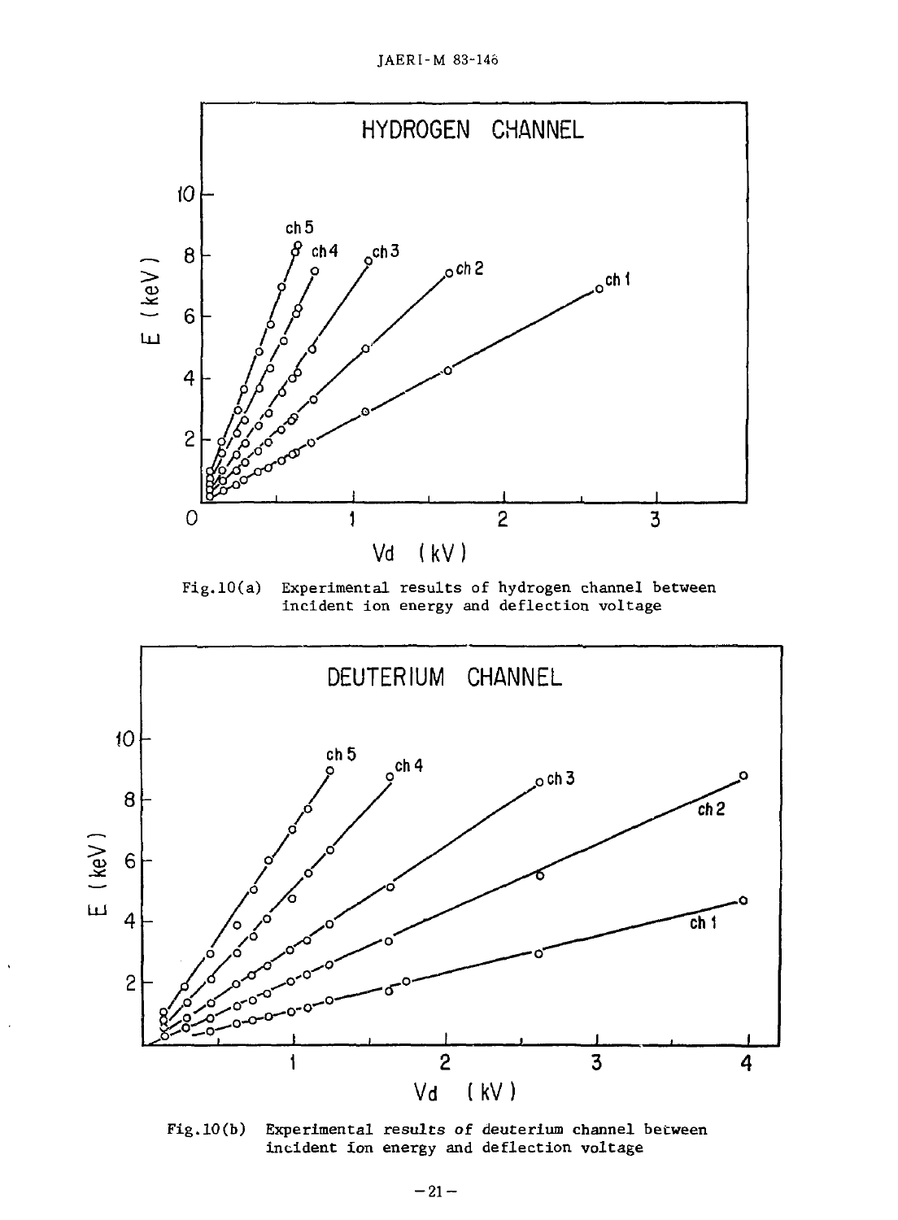Fig.10(a) Experimental results of hydrogen channel between incident ion energy and deflection voltage

Fig.10(b) Experimental results of deuterium channel between incident ion energy and deflection voltage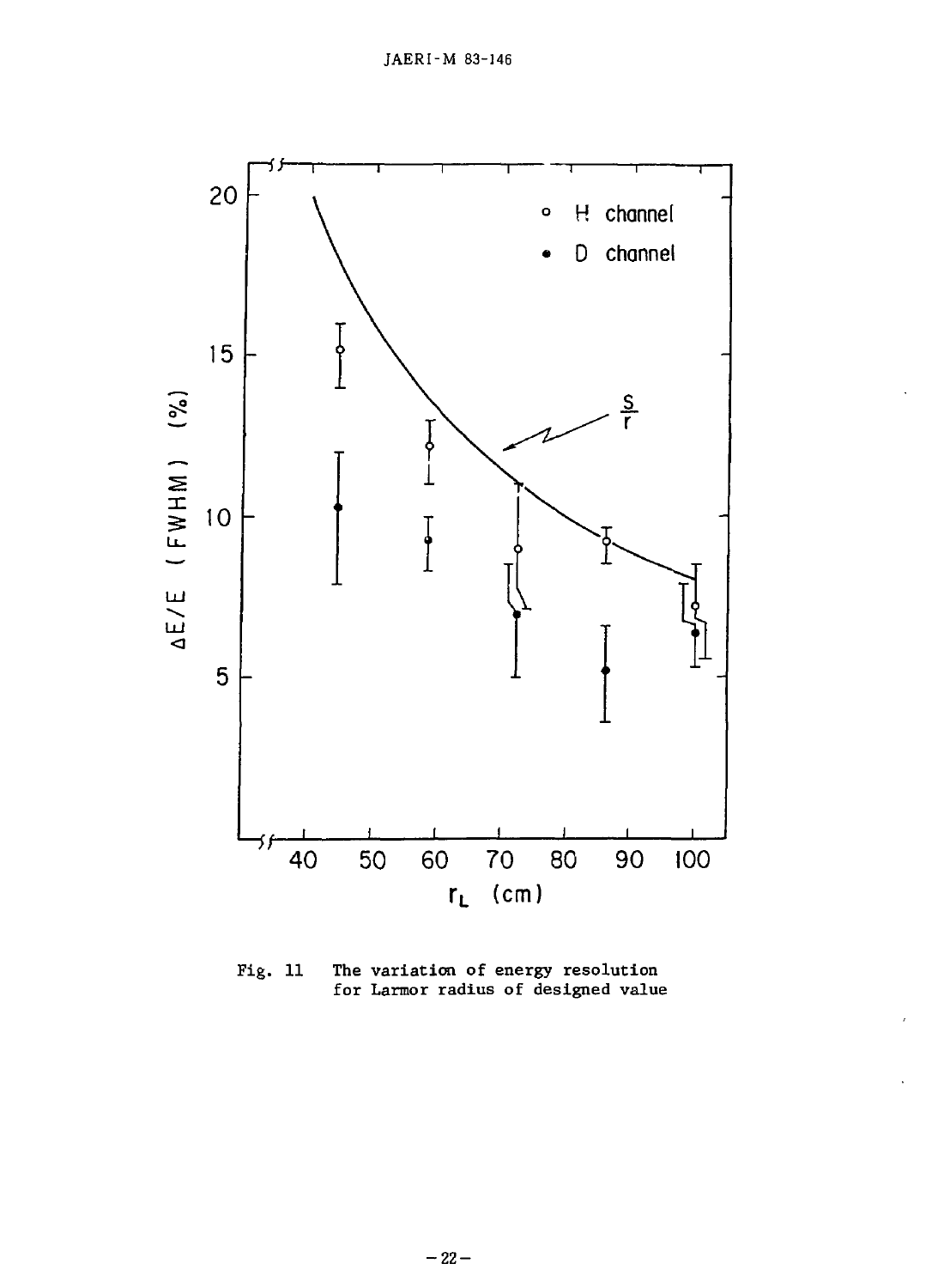Fig. 11 The variation of energy resolution for Larmor radius of designed value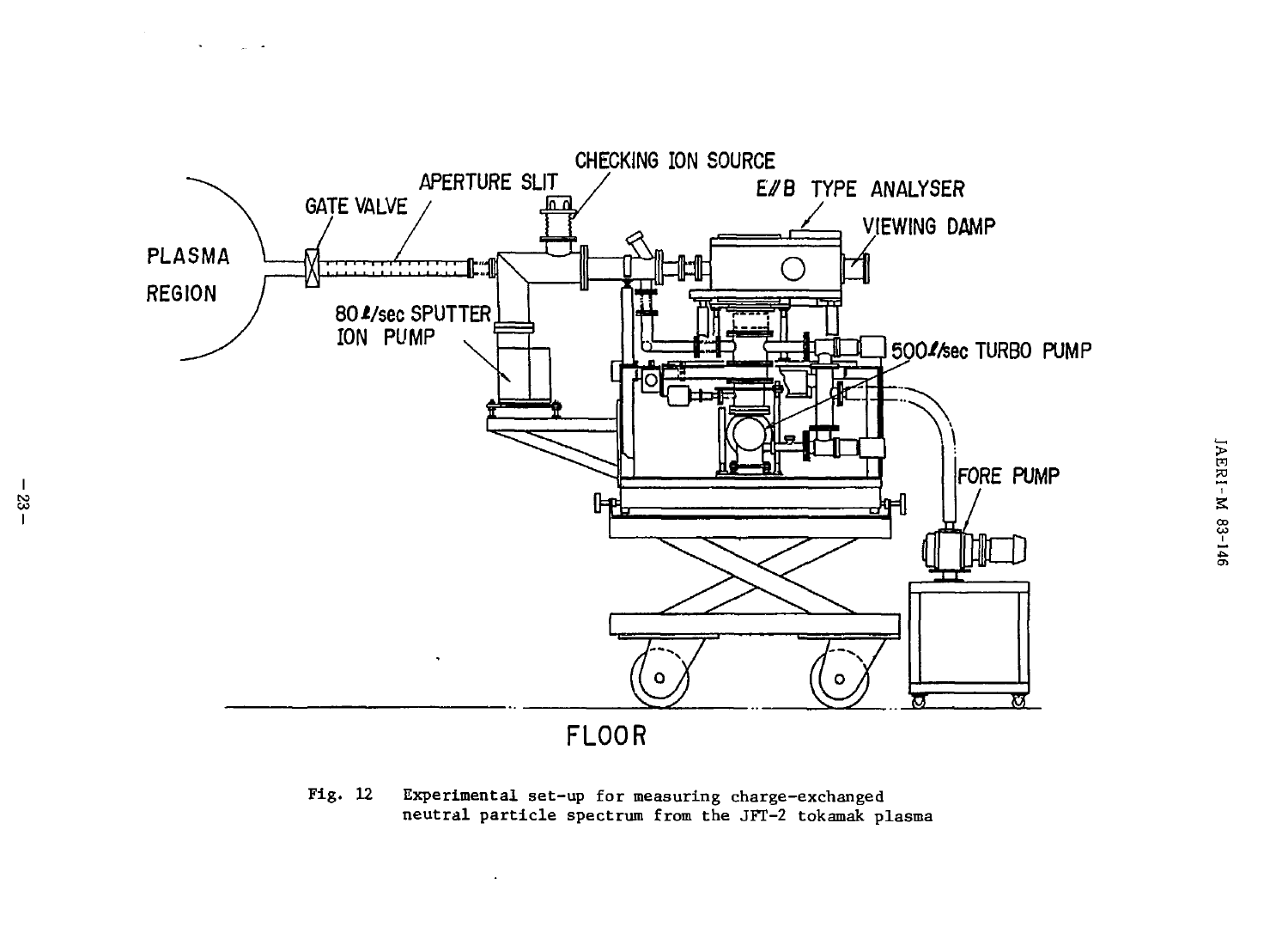Fig. 12 Experimental set-up for measuring charge-exchanged neutral particle spectrum from the JFT-2 tokamak plasma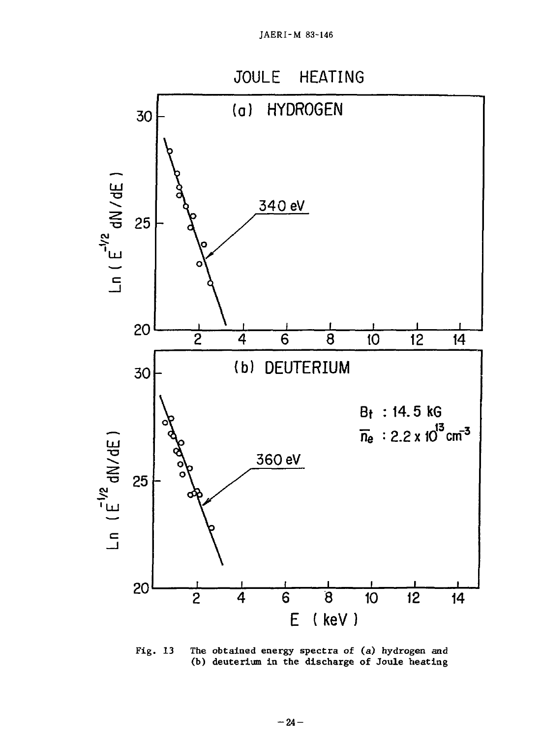JOULE HEATING

(a) HYDROGEN

340 eV

(b) DEUTERIUM

$B_t$ : 14.5 kG

$\overline{n}_e$ : $2.2 \times 10^{13}$ cm$^{-3}$

360 eV

$\mathrm{Ln}\,(E^{-1/2}\,dN/dE)$

E (keV)

Fig. 13 The obtained energy spectra of (a) hydrogen and (b) deuterium in the discharge of Joule heating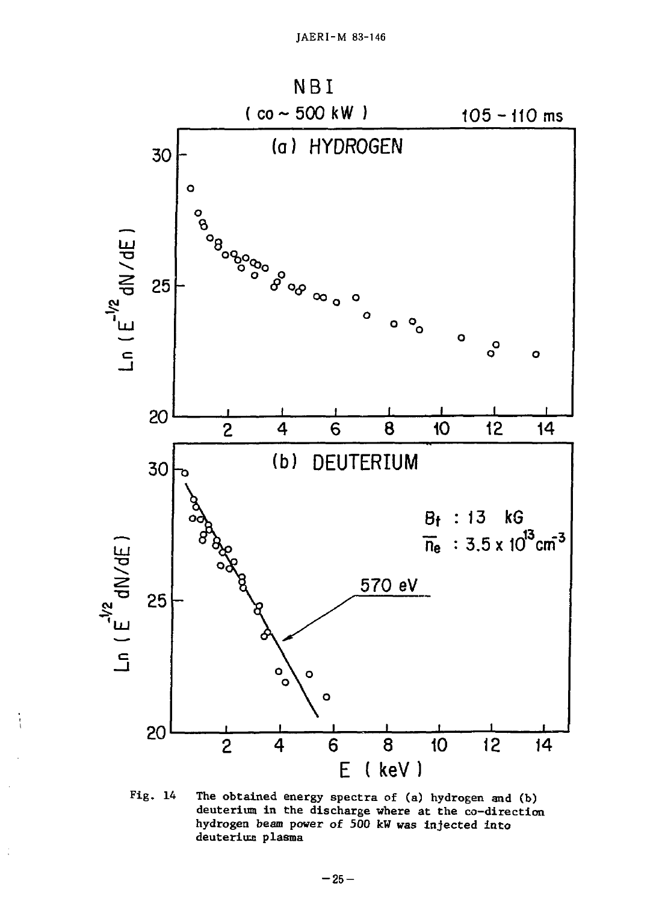Fig. 14 The obtained energy spectra of (a) hydrogen and (b) deuterium in the discharge where at the co-direction hydrogen beam power of 500 kW was injected into deuterium plasma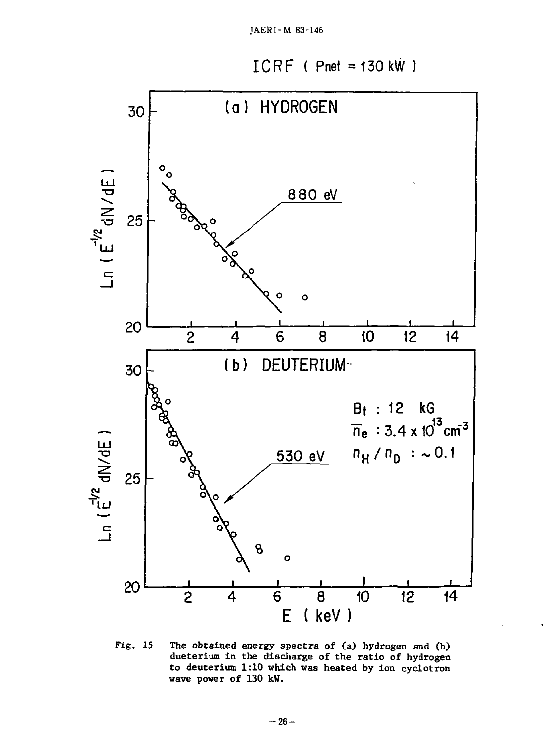ICRF ( Pnet = 130 kW )

(a) HYDROGEN

880 eV

(b) DEUTERIUM

530 eV

$B_t$ : 12 kG

$\overline{n}_e$ : $3.4 \times 10^{13}$ $cm^{-3}$

$n_H / n_D$ : ~0.1

$\ln(E^{-1/2} dN/dE)$

E ( keV )

Fig. 15 The obtained energy spectra of (a) hydrogen and (b) dueterium in the discharge of the ratio of hydrogen to deuterium 1:10 which was heated by ion cyclotron wave power of 130 kW.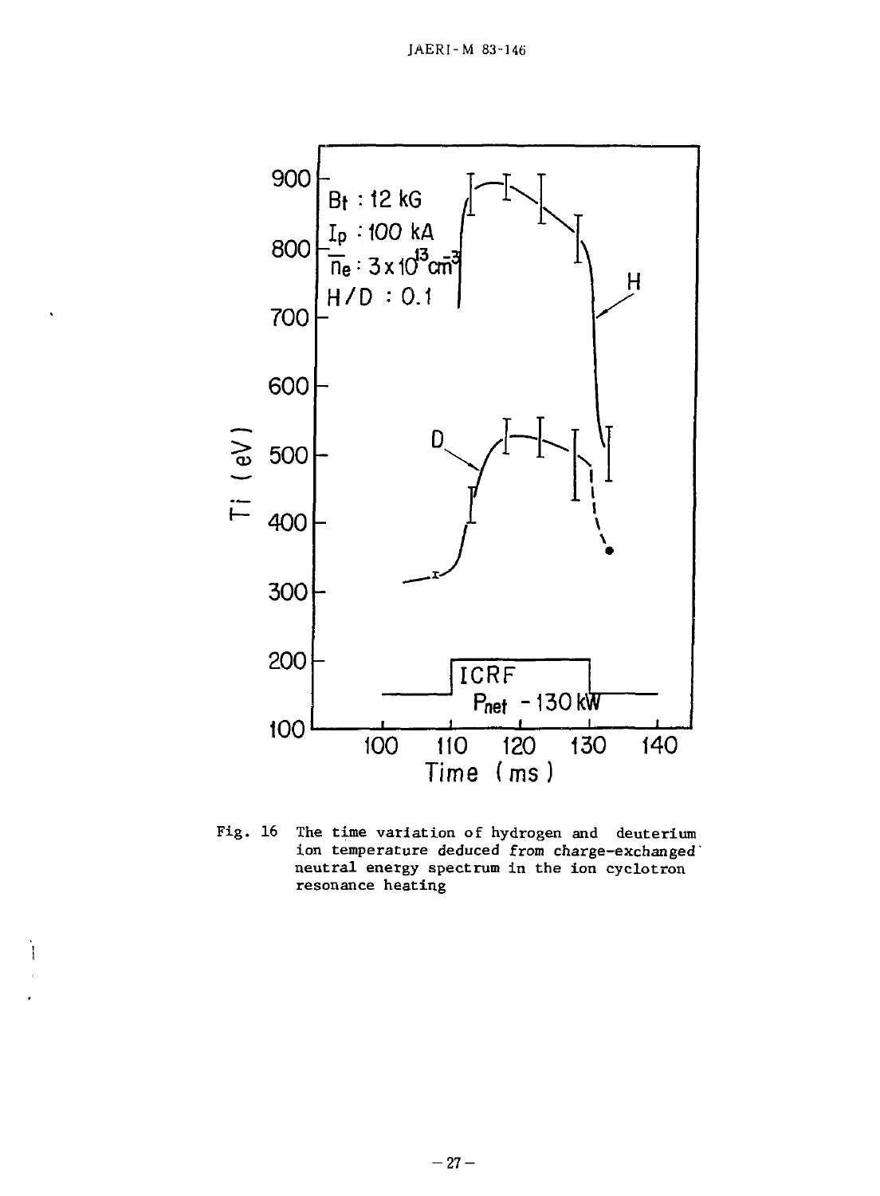Fig. 16 The time variation of hydrogen and deuterium ion temperature deduced from charge-exchanged neutral energy spectrum in the ion cyclotron resonance heating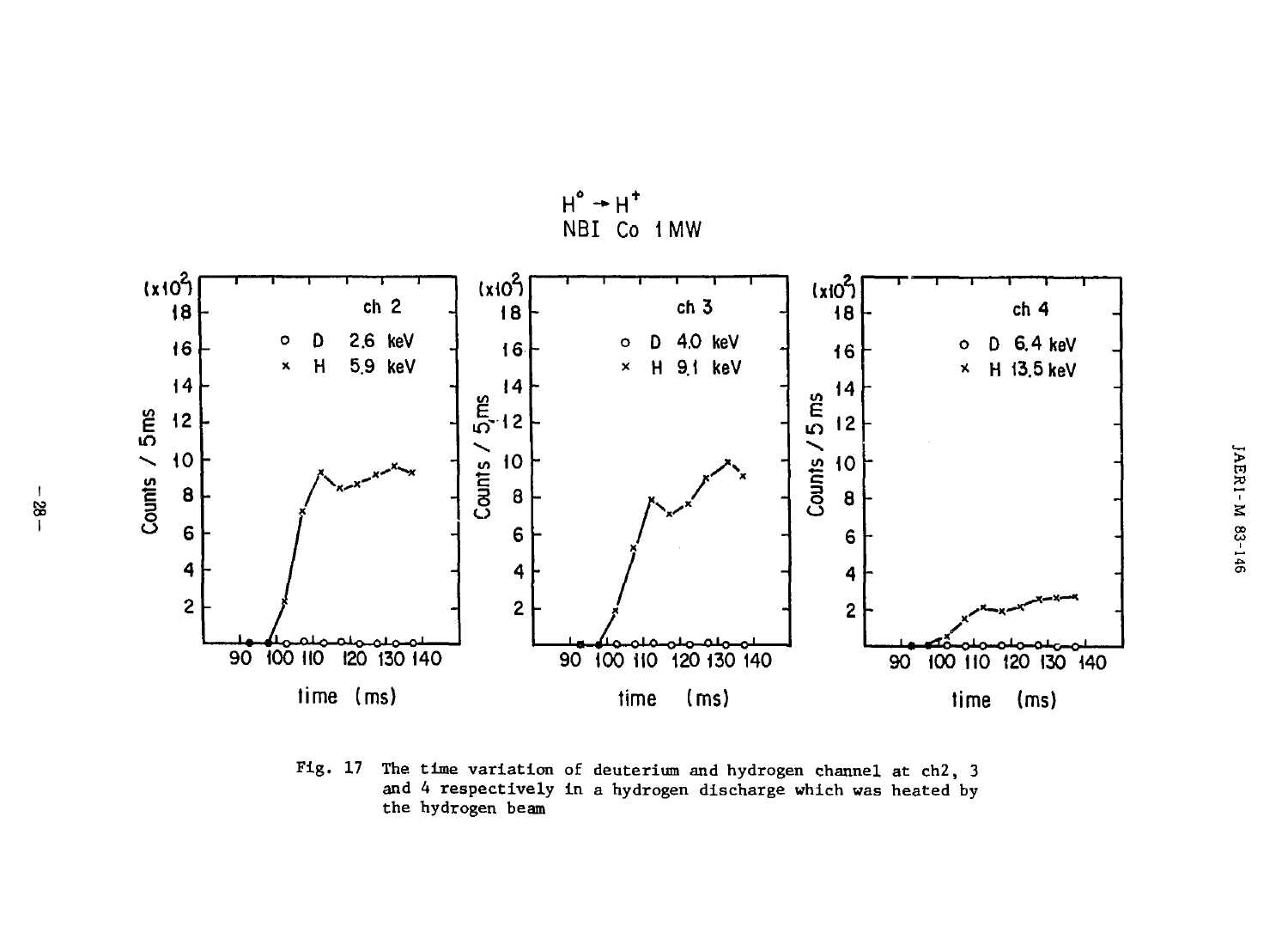Fig. 17 The time variation of deuterium and hydrogen channel at ch2, 3 and 4 respectively in a hydrogen discharge which was heated by the hydrogen beam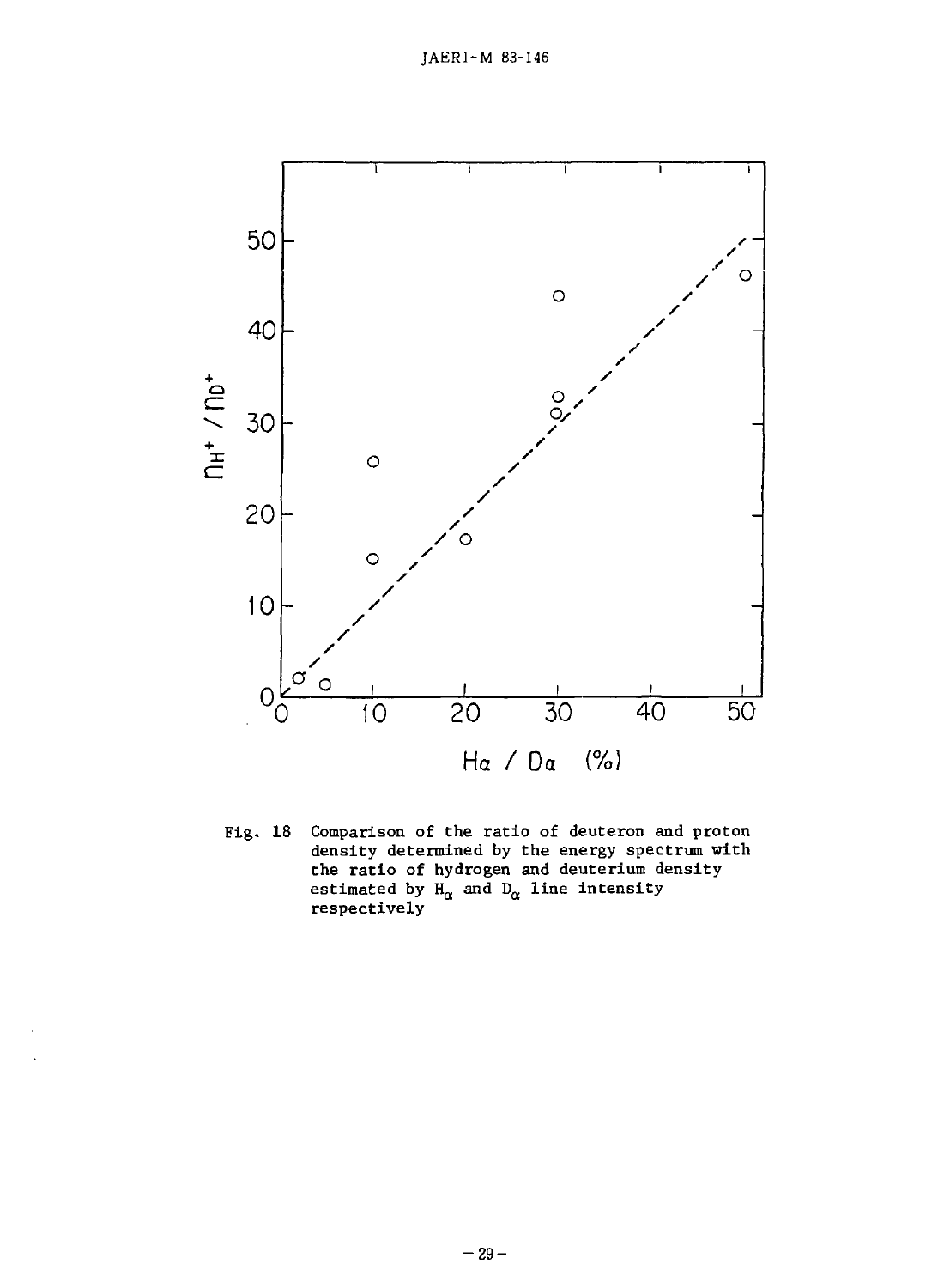50

40

30

20

10

0

$n_{H^+} / n_{D^+}$

0

10

20

30

40

50

$H\alpha$ / $D\alpha$ (%)

Fig. 18 Comparison of the ratio of deuteron and proton density determined by the energy spectrum with the ratio of hydrogen and deuterium density estimated by $H_\alpha$ and $D_\alpha$ line intensity respectively